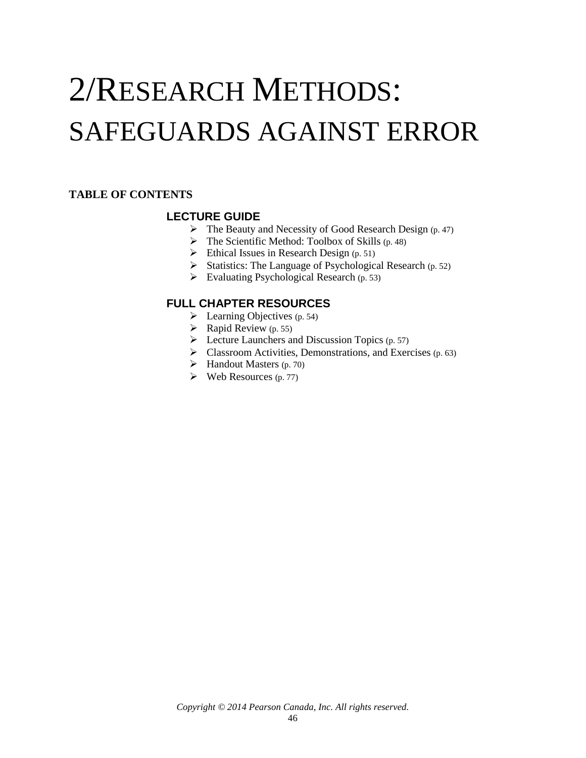# 2/RESEARCH METHODS: SAFEGUARDS AGAINST ERROR

**TABLE OF CONTENTS**

### LECTURE GUIDE

- The Beauty and Necessity of Good Research Design (p. 47)
- The Scientific Method: Toolbox of Skills (p. 48)
- Ethical Issues in Research Design (p. 51)
- Statistics: The Language of Psychological Research (p. 52)
- Evaluating Psychological Research (p. 53)

### FULL CHAPTER RESOURCES

- Learning Objectives (p. 54)
- Rapid Review (p. 55)
- Lecture Launchers and Discussion Topics (p. 57)
- Classroom Activities, Demonstrations, and Exercises (p. 63)
- Handout Masters (p. 70)
- Web Resources (p. 77)

*Copyright © 2014 Pearson Canada, Inc. All rights reserved.*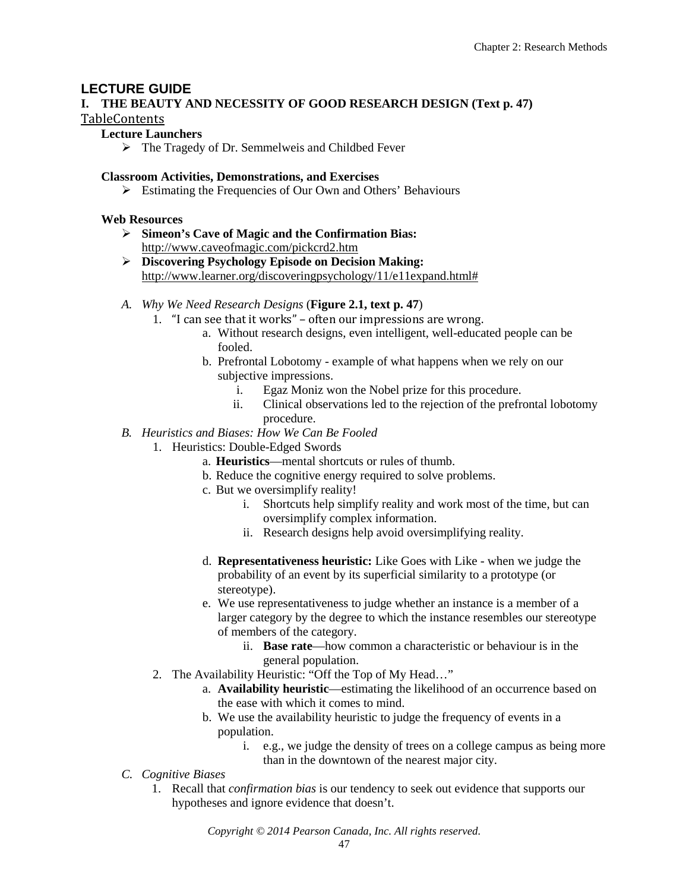## LECTURE GUIDE

### I. THE BEAUTY AND NECESSITY OF GOOD RESEARCH DESIGN (Text p. 47)

TableContents

**Lecture Launchers**

- The Tragedy of Dr. Semmelweis and Childbed Fever

**Classroom Activities, Demonstrations, and Exercises**

- Estimating the Frequencies of Our Own and Others' Behaviours

**Web Resources**

- **Simeon's Cave of Magic and the Confirmation Bias:** http://www.caveofmagic.com/pickcrd2.htm
- **Discovering Psychology Episode on Decision Making:** http://www.learner.org/discoveringpsychology/11/e11expand.html#

*A. Why We Need Research Designs* (**Figure 2.1, text p. 47**)

1. "I can see that it works" – often our impressions are wrong.
   a. Without research designs, even intelligent, well-educated people can be fooled.
   b. Prefrontal Lobotomy - example of what happens when we rely on our subjective impressions.
      i. Egaz Moniz won the Nobel prize for this procedure.
      ii. Clinical observations led to the rejection of the prefrontal lobotomy procedure.

*B. Heuristics and Biases: How We Can Be Fooled*

1. Heuristics: Double-Edged Swords
   a. **Heuristics**—mental shortcuts or rules of thumb.
   b. Reduce the cognitive energy required to solve problems.
   c. But we oversimplify reality!
      i. Shortcuts help simplify reality and work most of the time, but can oversimplify complex information.
      ii. Research designs help avoid oversimplifying reality.

   d. **Representativeness heuristic:** Like Goes with Like - when we judge the probability of an event by its superficial similarity to a prototype (or stereotype).
   e. We use representativeness to judge whether an instance is a member of a larger category by the degree to which the instance resembles our stereotype of members of the category.
      ii. **Base rate**—how common a characteristic or behaviour is in the general population.
2. The Availability Heuristic: "Off the Top of My Head…"
   a. **Availability heuristic**—estimating the likelihood of an occurrence based on the ease with which it comes to mind.
   b. We use the availability heuristic to judge the frequency of events in a population.
      i. e.g., we judge the density of trees on a college campus as being more than in the downtown of the nearest major city.

*C. Cognitive Biases*

1. Recall that *confirmation bias* is our tendency to seek out evidence that supports our hypotheses and ignore evidence that doesn't.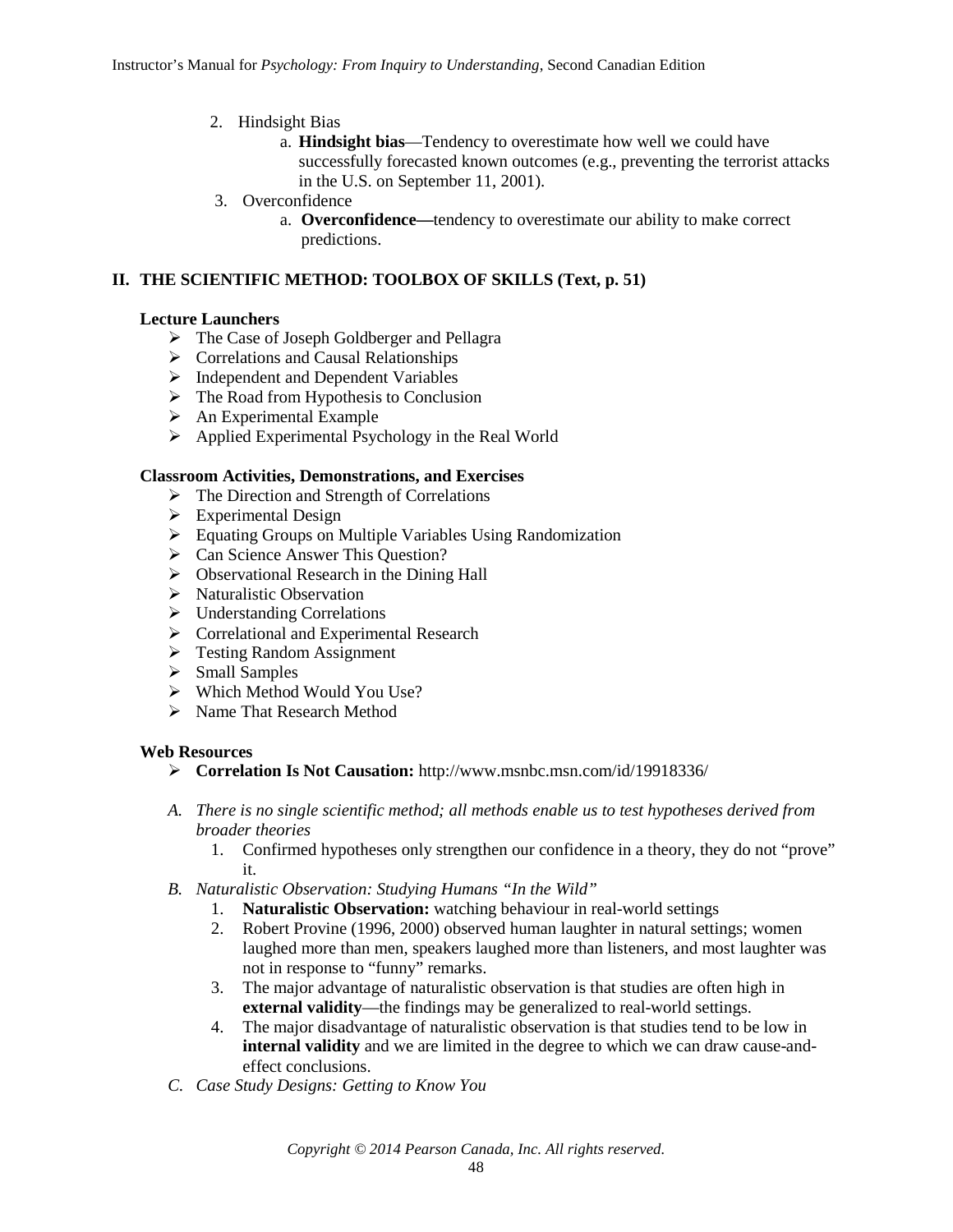2. Hindsight Bias
    a. **Hindsight bias**—Tendency to overestimate how well we could have successfully forecasted known outcomes (e.g., preventing the terrorist attacks in the U.S. on September 11, 2001).
3. Overconfidence
    a. **Overconfidence—**tendency to overestimate our ability to make correct predictions.

## II. THE SCIENTIFIC METHOD: TOOLBOX OF SKILLS (Text, p. 51)

**Lecture Launchers**

- The Case of Joseph Goldberger and Pellagra
- Correlations and Causal Relationships
- Independent and Dependent Variables
- The Road from Hypothesis to Conclusion
- An Experimental Example
- Applied Experimental Psychology in the Real World

**Classroom Activities, Demonstrations, and Exercises**

- The Direction and Strength of Correlations
- Experimental Design
- Equating Groups on Multiple Variables Using Randomization
- Can Science Answer This Question?
- Observational Research in the Dining Hall
- Naturalistic Observation
- Understanding Correlations
- Correlational and Experimental Research
- Testing Random Assignment
- Small Samples
- Which Method Would You Use?
- Name That Research Method

**Web Resources**

- **Correlation Is Not Causation:** http://www.msnbc.msn.com/id/19918336/

A. *There is no single scientific method; all methods enable us to test hypotheses derived from broader theories*
    1. Confirmed hypotheses only strengthen our confidence in a theory, they do not "prove" it.

B. *Naturalistic Observation: Studying Humans "In the Wild"*
    1. **Naturalistic Observation:** watching behaviour in real-world settings
    2. Robert Provine (1996, 2000) observed human laughter in natural settings; women laughed more than men, speakers laughed more than listeners, and most laughter was not in response to "funny" remarks.
    3. The major advantage of naturalistic observation is that studies are often high in **external validity**—the findings may be generalized to real-world settings.
    4. The major disadvantage of naturalistic observation is that studies tend to be low in **internal validity** and we are limited in the degree to which we can draw cause-and-effect conclusions.

C. *Case Study Designs: Getting to Know You*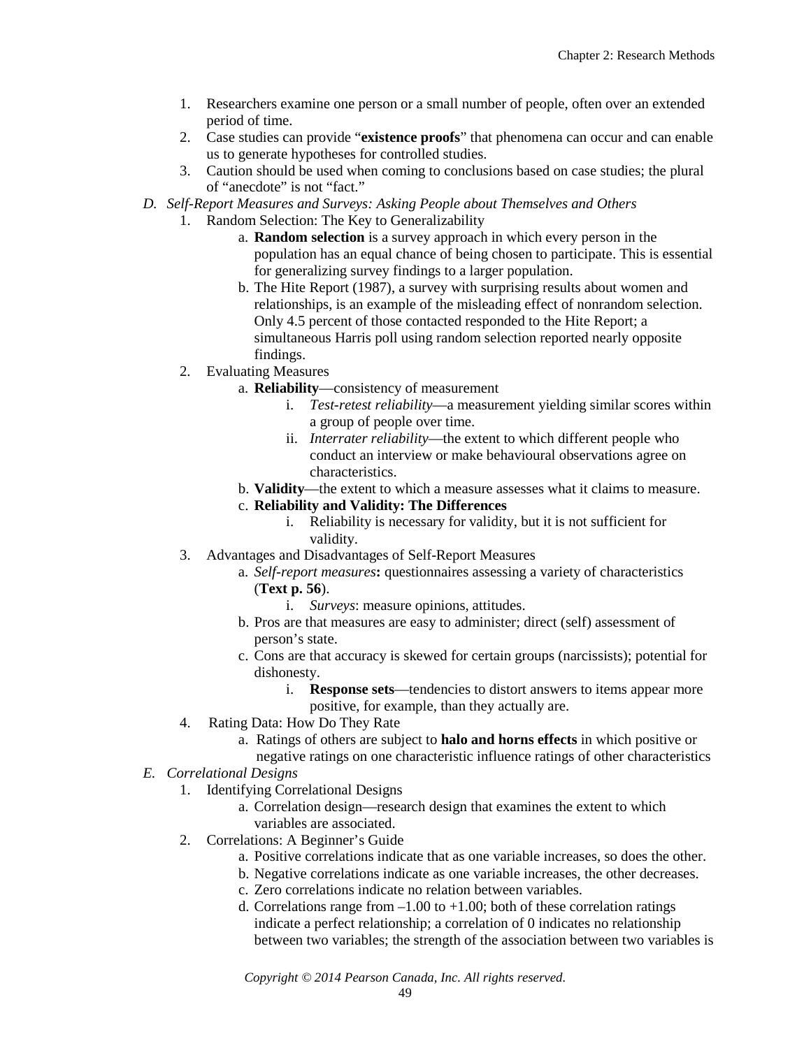1. Researchers examine one person or a small number of people, often over an extended period of time.
2. Case studies can provide "**existence proofs**" that phenomena can occur and can enable us to generate hypotheses for controlled studies.
3. Caution should be used when coming to conclusions based on case studies; the plural of "anecdote" is not "fact."

D. *Self-Report Measures and Surveys: Asking People about Themselves and Others*

1. Random Selection: The Key to Generalizability
   a. **Random selection** is a survey approach in which every person in the population has an equal chance of being chosen to participate. This is essential for generalizing survey findings to a larger population.
   b. The Hite Report (1987), a survey with surprising results about women and relationships, is an example of the misleading effect of nonrandom selection. Only 4.5 percent of those contacted responded to the Hite Report; a simultaneous Harris poll using random selection reported nearly opposite findings.
2. Evaluating Measures
   a. **Reliability**—consistency of measurement
      i. *Test-retest reliability*—a measurement yielding similar scores within a group of people over time.
      ii. *Interrater reliability*—the extent to which different people who conduct an interview or make behavioural observations agree on characteristics.
   b. **Validity**—the extent to which a measure assesses what it claims to measure.
   c. **Reliability and Validity: The Differences**
      i. Reliability is necessary for validity, but it is not sufficient for validity.
3. Advantages and Disadvantages of Self-Report Measures
   a. *Self-report measures***:** questionnaires assessing a variety of characteristics (**Text p. 56**).
      i. *Surveys*: measure opinions, attitudes.
   b. Pros are that measures are easy to administer; direct (self) assessment of person's state.
   c. Cons are that accuracy is skewed for certain groups (narcissists); potential for dishonesty.
      i. **Response sets**—tendencies to distort answers to items appear more positive, for example, than they actually are.
4. Rating Data: How Do They Rate
   a. Ratings of others are subject to **halo and horns effects** in which positive or negative ratings on one characteristic influence ratings of other characteristics

E. *Correlational Designs*

1. Identifying Correlational Designs
   a. Correlation design—research design that examines the extent to which variables are associated.
2. Correlations: A Beginner's Guide
   a. Positive correlations indicate that as one variable increases, so does the other.
   b. Negative correlations indicate as one variable increases, the other decreases.
   c. Zero correlations indicate no relation between variables.
   d. Correlations range from –1.00 to +1.00; both of these correlation ratings indicate a perfect relationship; a correlation of 0 indicates no relationship between two variables; the strength of the association between two variables is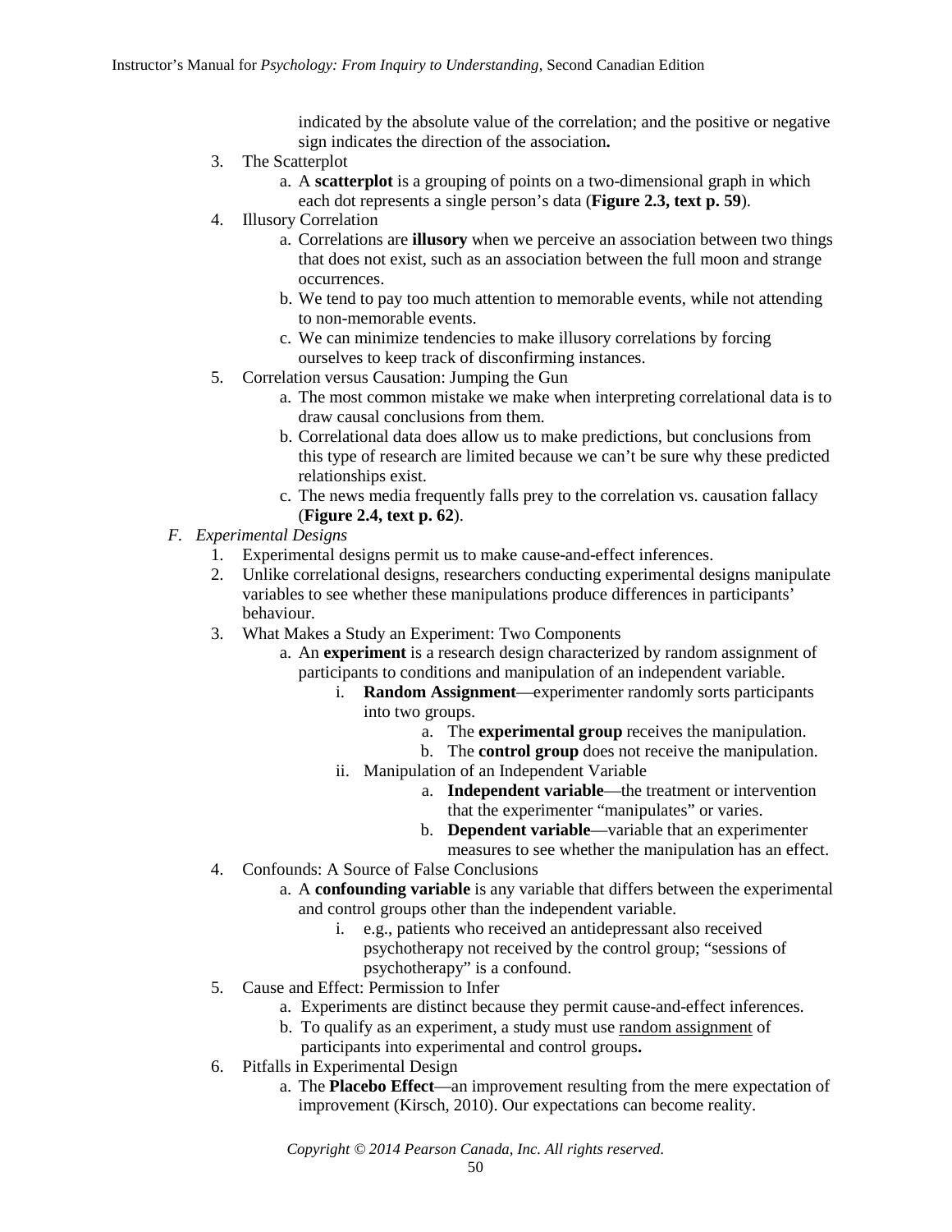indicated by the absolute value of the correlation; and the positive or negative sign indicates the direction of the association**.**

3. The Scatterplot
    a. A **scatterplot** is a grouping of points on a two-dimensional graph in which each dot represents a single person's data (**Figure 2.3, text p. 59**).
4. Illusory Correlation
    a. Correlations are **illusory** when we perceive an association between two things that does not exist, such as an association between the full moon and strange occurrences.
    b. We tend to pay too much attention to memorable events, while not attending to non-memorable events.
    c. We can minimize tendencies to make illusory correlations by forcing ourselves to keep track of disconfirming instances.
5. Correlation versus Causation: Jumping the Gun
    a. The most common mistake we make when interpreting correlational data is to draw causal conclusions from them.
    b. Correlational data does allow us to make predictions, but conclusions from this type of research are limited because we can't be sure why these predicted relationships exist.
    c. The news media frequently falls prey to the correlation vs. causation fallacy (**Figure 2.4, text p. 62**).

F. *Experimental Designs*

1. Experimental designs permit us to make cause-and-effect inferences.
2. Unlike correlational designs, researchers conducting experimental designs manipulate variables to see whether these manipulations produce differences in participants' behaviour.
3. What Makes a Study an Experiment: Two Components
    a. An **experiment** is a research design characterized by random assignment of participants to conditions and manipulation of an independent variable.
        i. **Random Assignment**—experimenter randomly sorts participants into two groups.
            a. The **experimental group** receives the manipulation.
            b. The **control group** does not receive the manipulation.
        ii. Manipulation of an Independent Variable
            a. **Independent variable**—the treatment or intervention that the experimenter "manipulates" or varies.
            b. **Dependent variable**—variable that an experimenter measures to see whether the manipulation has an effect.
4. Confounds: A Source of False Conclusions
    a. A **confounding variable** is any variable that differs between the experimental and control groups other than the independent variable.
        i. e.g., patients who received an antidepressant also received psychotherapy not received by the control group; "sessions of psychotherapy" is a confound.
5. Cause and Effect: Permission to Infer
    a. Experiments are distinct because they permit cause-and-effect inferences.
    b. To qualify as an experiment, a study must use <u>random assignment</u> of participants into experimental and control groups**.**
6. Pitfalls in Experimental Design
    a. The **Placebo Effect**—an improvement resulting from the mere expectation of improvement (Kirsch, 2010). Our expectations can become reality.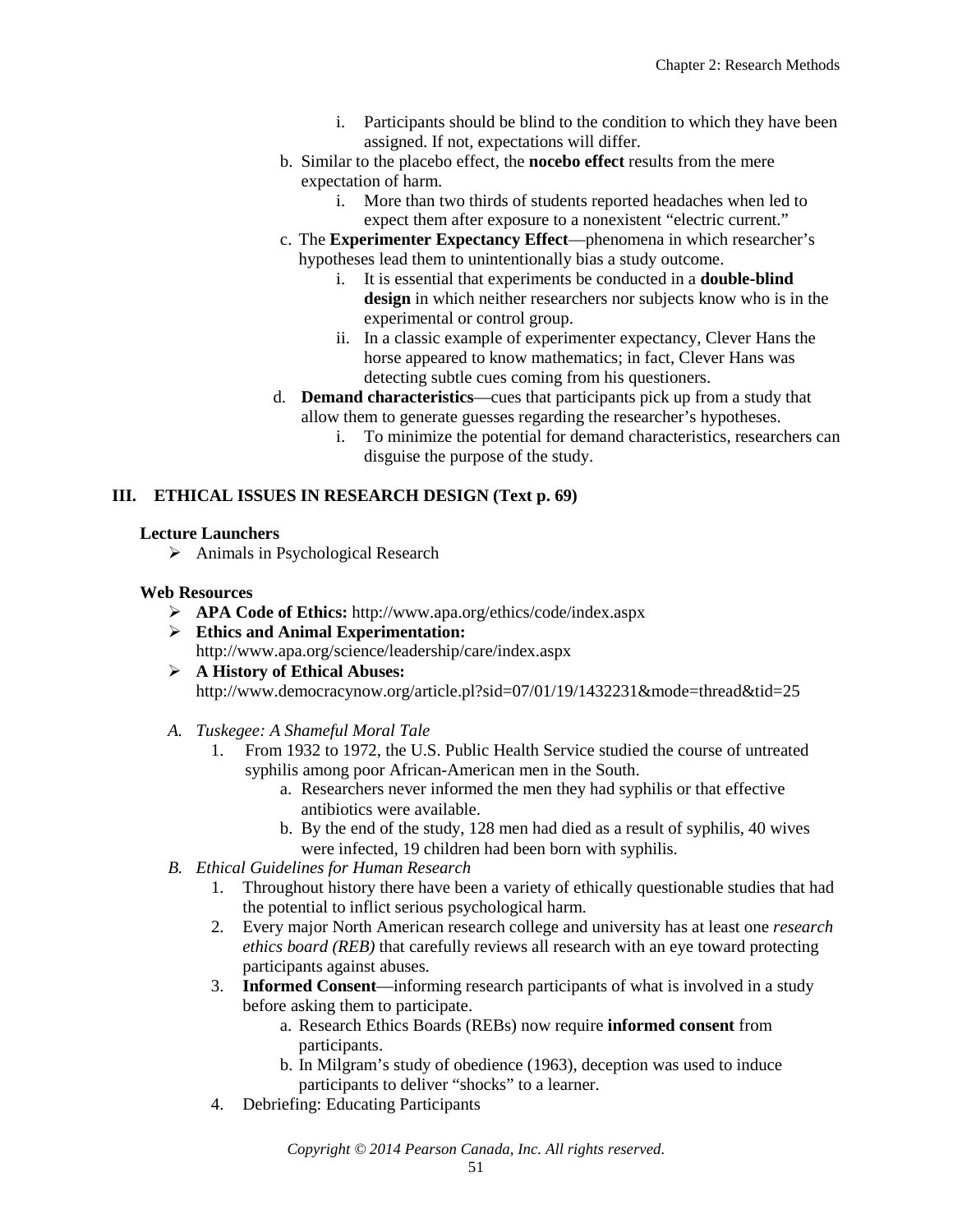i. Participants should be blind to the condition to which they have been assigned. If not, expectations will differ.

b. Similar to the placebo effect, the **nocebo effect** results from the mere expectation of harm.

   i. More than two thirds of students reported headaches when led to expect them after exposure to a nonexistent "electric current."

c. The **Experimenter Expectancy Effect**—phenomena in which researcher's hypotheses lead them to unintentionally bias a study outcome.

   i. It is essential that experiments be conducted in a **double-blind design** in which neither researchers nor subjects know who is in the experimental or control group.

   ii. In a classic example of experimenter expectancy, Clever Hans the horse appeared to know mathematics; in fact, Clever Hans was detecting subtle cues coming from his questioners.

d. **Demand characteristics**—cues that participants pick up from a study that allow them to generate guesses regarding the researcher's hypotheses.

   i. To minimize the potential for demand characteristics, researchers can disguise the purpose of the study.

## III. ETHICAL ISSUES IN RESEARCH DESIGN (Text p. 69)

**Lecture Launchers**

- Animals in Psychological Research

**Web Resources**

- **APA Code of Ethics:** http://www.apa.org/ethics/code/index.aspx
- **Ethics and Animal Experimentation:** http://www.apa.org/science/leadership/care/index.aspx
- **A History of Ethical Abuses:** http://www.democracynow.org/article.pl?sid=07/01/19/1432231&mode=thread&tid=25

*A. Tuskegee: A Shameful Moral Tale*

1. From 1932 to 1972, the U.S. Public Health Service studied the course of untreated syphilis among poor African-American men in the South.

   a. Researchers never informed the men they had syphilis or that effective antibiotics were available.

   b. By the end of the study, 128 men had died as a result of syphilis, 40 wives were infected, 19 children had been born with syphilis.

*B. Ethical Guidelines for Human Research*

1. Throughout history there have been a variety of ethically questionable studies that had the potential to inflict serious psychological harm.

2. Every major North American research college and university has at least one *research ethics board (REB)* that carefully reviews all research with an eye toward protecting participants against abuses.

3. **Informed Consent**—informing research participants of what is involved in a study before asking them to participate.

   a. Research Ethics Boards (REBs) now require **informed consent** from participants.

   b. In Milgram's study of obedience (1963), deception was used to induce participants to deliver "shocks" to a learner.

4. Debriefing: Educating Participants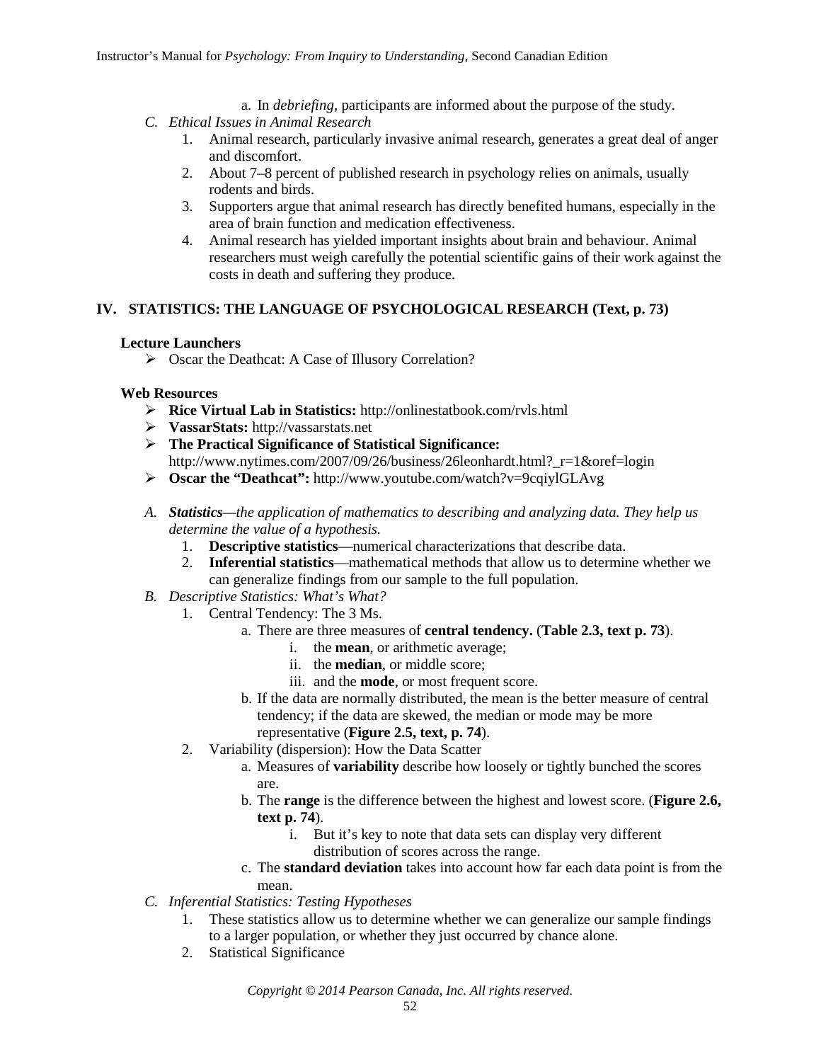a. In *debriefing*, participants are informed about the purpose of the study.

C. *Ethical Issues in Animal Research*
   1. Animal research, particularly invasive animal research, generates a great deal of anger and discomfort.
   2. About 7–8 percent of published research in psychology relies on animals, usually rodents and birds.
   3. Supporters argue that animal research has directly benefited humans, especially in the area of brain function and medication effectiveness.
   4. Animal research has yielded important insights about brain and behaviour. Animal researchers must weigh carefully the potential scientific gains of their work against the costs in death and suffering they produce.

## IV. STATISTICS: THE LANGUAGE OF PSYCHOLOGICAL RESEARCH (Text, p. 73)

**Lecture Launchers**

- Oscar the Deathcat: A Case of Illusory Correlation?

**Web Resources**

- **Rice Virtual Lab in Statistics:** http://onlinestatbook.com/rvls.html
- **VassarStats:** http://vassarstats.net
- **The Practical Significance of Statistical Significance:** http://www.nytimes.com/2007/09/26/business/26leonhardt.html?_r=1&oref=login
- **Oscar the "Deathcat":** http://www.youtube.com/watch?v=9cqiylGLAvg

A. ***Statistics**—the application of mathematics to describing and analyzing data. They help us determine the value of a hypothesis.*
   1. **Descriptive statistics**—numerical characterizations that describe data.
   2. **Inferential statistics**—mathematical methods that allow us to determine whether we can generalize findings from our sample to the full population.

B. *Descriptive Statistics: What's What?*
   1. Central Tendency: The 3 Ms.
      a. There are three measures of **central tendency.** (**Table 2.3, text p. 73**).
         i. the **mean**, or arithmetic average;
         ii. the **median**, or middle score;
         iii. and the **mode**, or most frequent score.
      b. If the data are normally distributed, the mean is the better measure of central tendency; if the data are skewed, the median or mode may be more representative (**Figure 2.5, text, p. 74**).
   2. Variability (dispersion): How the Data Scatter
      a. Measures of **variability** describe how loosely or tightly bunched the scores are.
      b. The **range** is the difference between the highest and lowest score. (**Figure 2.6, text p. 74**).
         i. But it's key to note that data sets can display very different distribution of scores across the range.
      c. The **standard deviation** takes into account how far each data point is from the mean.

C. *Inferential Statistics: Testing Hypotheses*
   1. These statistics allow us to determine whether we can generalize our sample findings to a larger population, or whether they just occurred by chance alone.
   2. Statistical Significance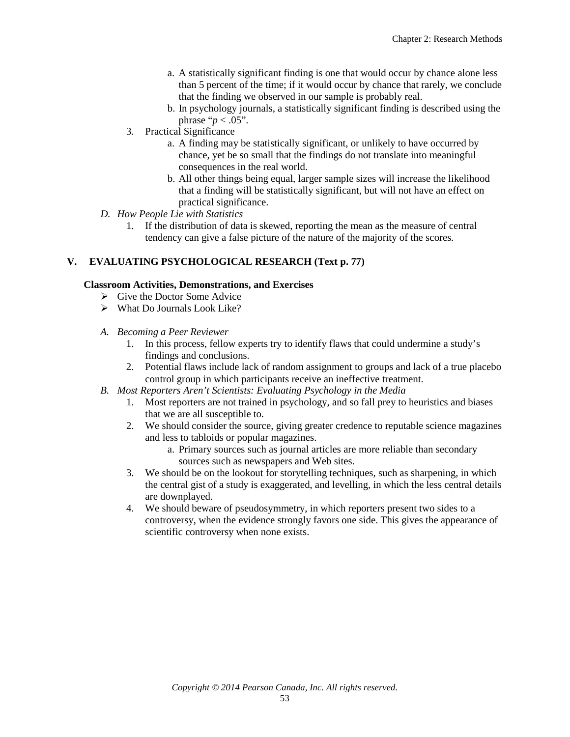a. A statistically significant finding is one that would occur by chance alone less than 5 percent of the time; if it would occur by chance that rarely, we conclude that the finding we observed in our sample is probably real.
   b. In psychology journals, a statistically significant finding is described using the phrase "$p < .05$".

3. Practical Significance
   a. A finding may be statistically significant, or unlikely to have occurred by chance, yet be so small that the findings do not translate into meaningful consequences in the real world.
   b. All other things being equal, larger sample sizes will increase the likelihood that a finding will be statistically significant, but will not have an effect on practical significance.

*D. How People Lie with Statistics*

1. If the distribution of data is skewed, reporting the mean as the measure of central tendency can give a false picture of the nature of the majority of the scores.

## V. EVALUATING PSYCHOLOGICAL RESEARCH (Text p. 77)

**Classroom Activities, Demonstrations, and Exercises**

- Give the Doctor Some Advice
- What Do Journals Look Like?

*A. Becoming a Peer Reviewer*

1. In this process, fellow experts try to identify flaws that could undermine a study's findings and conclusions.
2. Potential flaws include lack of random assignment to groups and lack of a true placebo control group in which participants receive an ineffective treatment.

*B. Most Reporters Aren't Scientists: Evaluating Psychology in the Media*

1. Most reporters are not trained in psychology, and so fall prey to heuristics and biases that we are all susceptible to.
2. We should consider the source, giving greater credence to reputable science magazines and less to tabloids or popular magazines.
   a. Primary sources such as journal articles are more reliable than secondary sources such as newspapers and Web sites.
3. We should be on the lookout for storytelling techniques, such as sharpening, in which the central gist of a study is exaggerated, and levelling, in which the less central details are downplayed.
4. We should beware of pseudosymmetry, in which reporters present two sides to a controversy, when the evidence strongly favors one side. This gives the appearance of scientific controversy when none exists.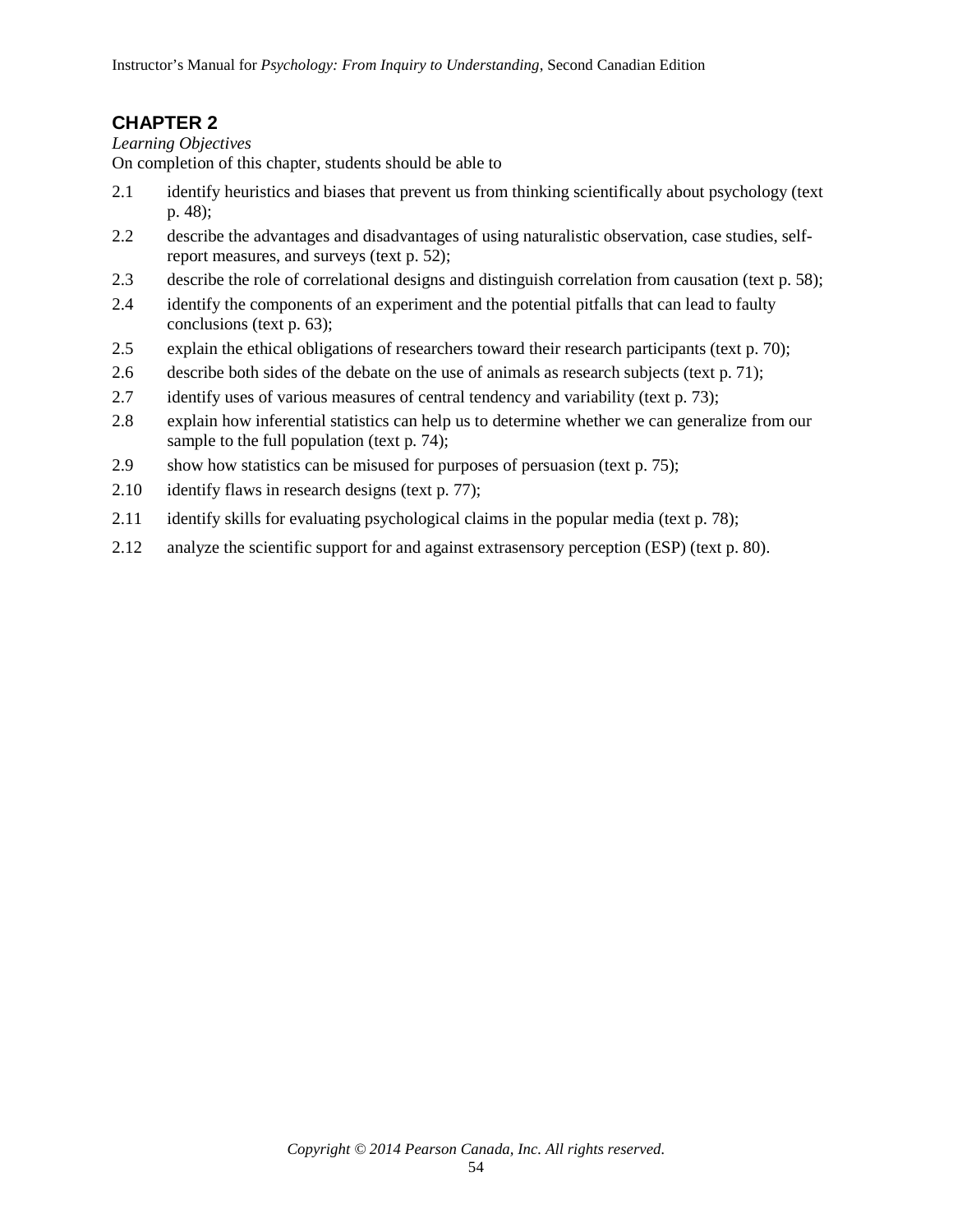## CHAPTER 2

*Learning Objectives*

On completion of this chapter, students should be able to

- 2.1 identify heuristics and biases that prevent us from thinking scientifically about psychology (text p. 48);
- 2.2 describe the advantages and disadvantages of using naturalistic observation, case studies, self-report measures, and surveys (text p. 52);
- 2.3 describe the role of correlational designs and distinguish correlation from causation (text p. 58);
- 2.4 identify the components of an experiment and the potential pitfalls that can lead to faulty conclusions (text p. 63);
- 2.5 explain the ethical obligations of researchers toward their research participants (text p. 70);
- 2.6 describe both sides of the debate on the use of animals as research subjects (text p. 71);
- 2.7 identify uses of various measures of central tendency and variability (text p. 73);
- 2.8 explain how inferential statistics can help us to determine whether we can generalize from our sample to the full population (text p. 74);
- 2.9 show how statistics can be misused for purposes of persuasion (text p. 75);
- 2.10 identify flaws in research designs (text p. 77);
- 2.11 identify skills for evaluating psychological claims in the popular media (text p. 78);
- 2.12 analyze the scientific support for and against extrasensory perception (ESP) (text p. 80).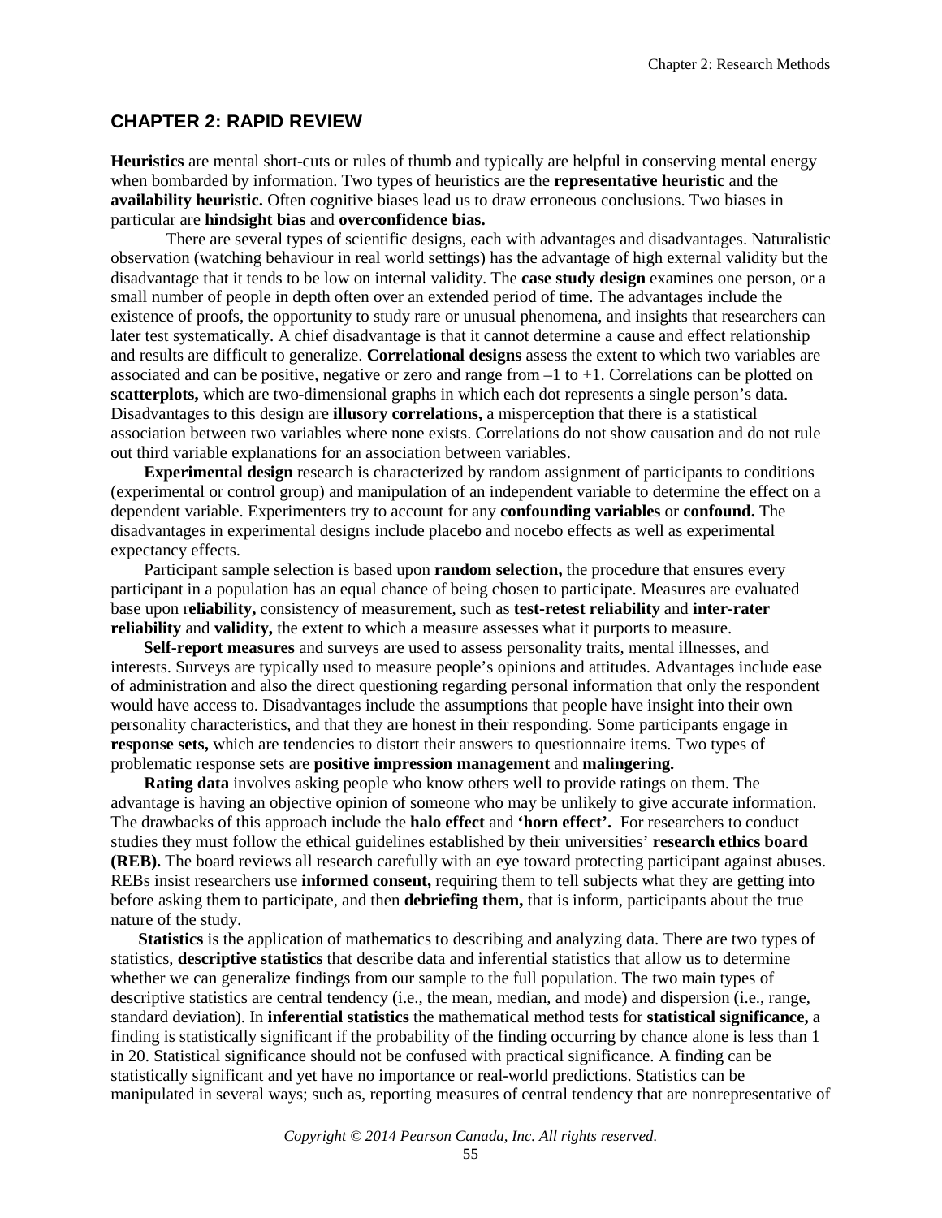## CHAPTER 2: RAPID REVIEW

**Heuristics** are mental short-cuts or rules of thumb and typically are helpful in conserving mental energy when bombarded by information. Two types of heuristics are the **representative heuristic** and the **availability heuristic.** Often cognitive biases lead us to draw erroneous conclusions. Two biases in particular are **hindsight bias** and **overconfidence bias.**

There are several types of scientific designs, each with advantages and disadvantages. Naturalistic observation (watching behaviour in real world settings) has the advantage of high external validity but the disadvantage that it tends to be low on internal validity. The **case study design** examines one person, or a small number of people in depth often over an extended period of time. The advantages include the existence of proofs, the opportunity to study rare or unusual phenomena, and insights that researchers can later test systematically. A chief disadvantage is that it cannot determine a cause and effect relationship and results are difficult to generalize. **Correlational designs** assess the extent to which two variables are associated and can be positive, negative or zero and range from –1 to +1. Correlations can be plotted on **scatterplots,** which are two-dimensional graphs in which each dot represents a single person's data. Disadvantages to this design are **illusory correlations,** a misperception that there is a statistical association between two variables where none exists. Correlations do not show causation and do not rule out third variable explanations for an association between variables.

**Experimental design** research is characterized by random assignment of participants to conditions (experimental or control group) and manipulation of an independent variable to determine the effect on a dependent variable. Experimenters try to account for any **confounding variables** or **confound.** The disadvantages in experimental designs include placebo and nocebo effects as well as experimental expectancy effects.

Participant sample selection is based upon **random selection,** the procedure that ensures every participant in a population has an equal chance of being chosen to participate. Measures are evaluated base upon r**eliability,** consistency of measurement, such as **test-retest reliability** and **inter-rater reliability** and **validity,** the extent to which a measure assesses what it purports to measure.

**Self-report measures** and surveys are used to assess personality traits, mental illnesses, and interests. Surveys are typically used to measure people's opinions and attitudes. Advantages include ease of administration and also the direct questioning regarding personal information that only the respondent would have access to. Disadvantages include the assumptions that people have insight into their own personality characteristics, and that they are honest in their responding. Some participants engage in **response sets,** which are tendencies to distort their answers to questionnaire items. Two types of problematic response sets are **positive impression management** and **malingering.**

**Rating data** involves asking people who know others well to provide ratings on them. The advantage is having an objective opinion of someone who may be unlikely to give accurate information. The drawbacks of this approach include the **halo effect** and **'horn effect'.** For researchers to conduct studies they must follow the ethical guidelines established by their universities' **research ethics board (REB).** The board reviews all research carefully with an eye toward protecting participant against abuses. REBs insist researchers use **informed consent,** requiring them to tell subjects what they are getting into before asking them to participate, and then **debriefing them,** that is inform, participants about the true nature of the study.

**Statistics** is the application of mathematics to describing and analyzing data. There are two types of statistics, **descriptive statistics** that describe data and inferential statistics that allow us to determine whether we can generalize findings from our sample to the full population. The two main types of descriptive statistics are central tendency (i.e., the mean, median, and mode) and dispersion (i.e., range, standard deviation). In **inferential statistics** the mathematical method tests for **statistical significance,** a finding is statistically significant if the probability of the finding occurring by chance alone is less than 1 in 20. Statistical significance should not be confused with practical significance. A finding can be statistically significant and yet have no importance or real-world predictions. Statistics can be manipulated in several ways; such as, reporting measures of central tendency that are nonrepresentative of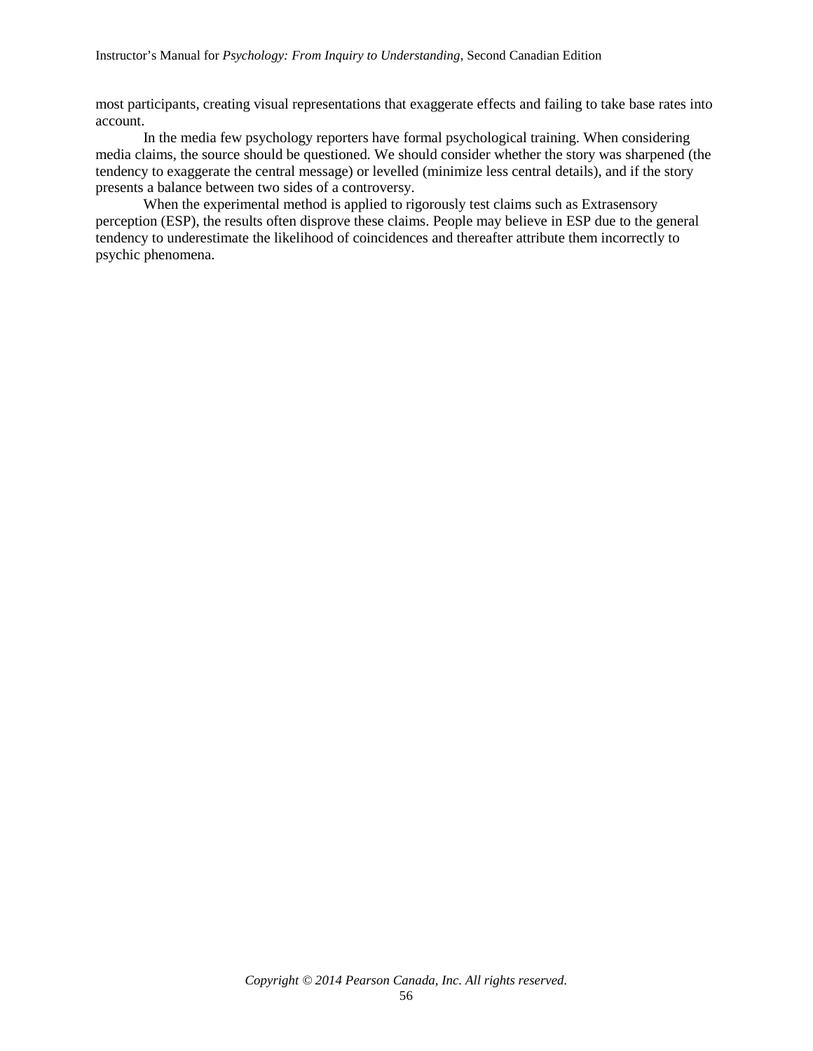most participants, creating visual representations that exaggerate effects and failing to take base rates into account.

In the media few psychology reporters have formal psychological training. When considering media claims, the source should be questioned. We should consider whether the story was sharpened (the tendency to exaggerate the central message) or levelled (minimize less central details), and if the story presents a balance between two sides of a controversy.

When the experimental method is applied to rigorously test claims such as Extrasensory perception (ESP), the results often disprove these claims. People may believe in ESP due to the general tendency to underestimate the likelihood of coincidences and thereafter attribute them incorrectly to psychic phenomena.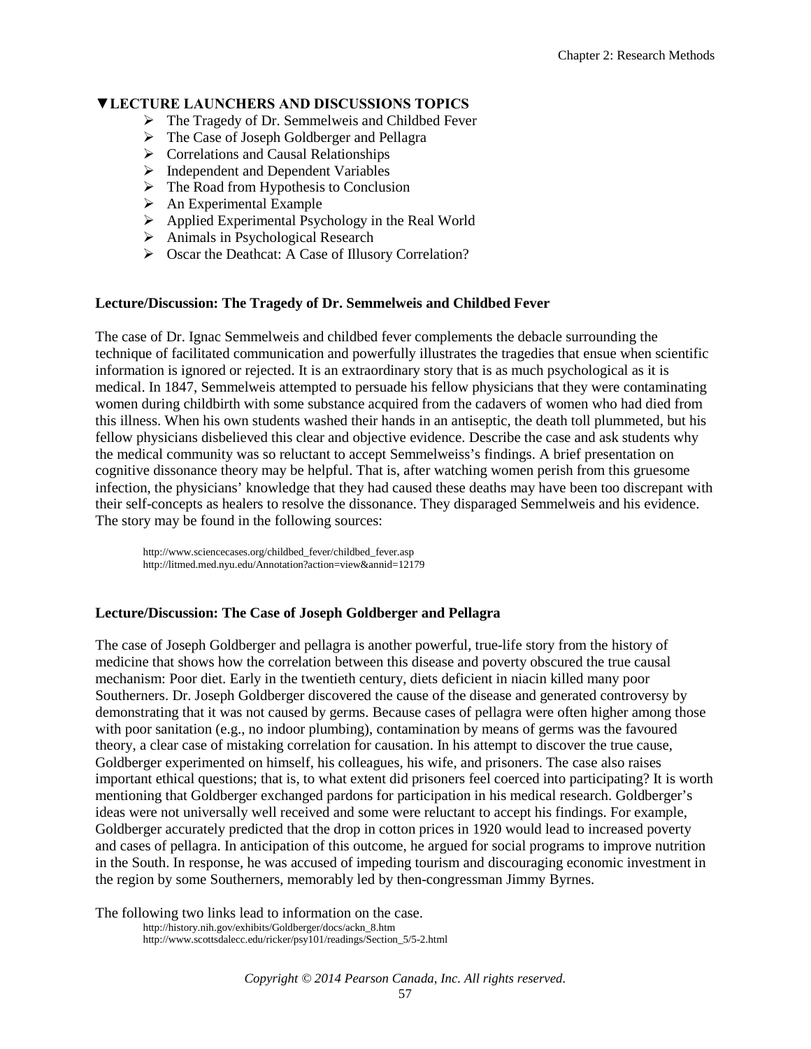## ▼LECTURE LAUNCHERS AND DISCUSSIONS TOPICS

- The Tragedy of Dr. Semmelweis and Childbed Fever
- The Case of Joseph Goldberger and Pellagra
- Correlations and Causal Relationships
- Independent and Dependent Variables
- The Road from Hypothesis to Conclusion
- An Experimental Example
- Applied Experimental Psychology in the Real World
- Animals in Psychological Research
- Oscar the Deathcat: A Case of Illusory Correlation?

### Lecture/Discussion: The Tragedy of Dr. Semmelweis and Childbed Fever

The case of Dr. Ignac Semmelweis and childbed fever complements the debacle surrounding the technique of facilitated communication and powerfully illustrates the tragedies that ensue when scientific information is ignored or rejected. It is an extraordinary story that is as much psychological as it is medical. In 1847, Semmelweis attempted to persuade his fellow physicians that they were contaminating women during childbirth with some substance acquired from the cadavers of women who had died from this illness. When his own students washed their hands in an antiseptic, the death toll plummeted, but his fellow physicians disbelieved this clear and objective evidence. Describe the case and ask students why the medical community was so reluctant to accept Semmelweiss's findings. A brief presentation on cognitive dissonance theory may be helpful. That is, after watching women perish from this gruesome infection, the physicians' knowledge that they had caused these deaths may have been too discrepant with their self-concepts as healers to resolve the dissonance. They disparaged Semmelweis and his evidence. The story may be found in the following sources:

http://www.sciencecases.org/childbed_fever/childbed_fever.asp
http://litmed.med.nyu.edu/Annotation?action=view&annid=12179

### Lecture/Discussion: The Case of Joseph Goldberger and Pellagra

The case of Joseph Goldberger and pellagra is another powerful, true-life story from the history of medicine that shows how the correlation between this disease and poverty obscured the true causal mechanism: Poor diet. Early in the twentieth century, diets deficient in niacin killed many poor Southerners. Dr. Joseph Goldberger discovered the cause of the disease and generated controversy by demonstrating that it was not caused by germs. Because cases of pellagra were often higher among those with poor sanitation (e.g., no indoor plumbing), contamination by means of germs was the favoured theory, a clear case of mistaking correlation for causation. In his attempt to discover the true cause, Goldberger experimented on himself, his colleagues, his wife, and prisoners. The case also raises important ethical questions; that is, to what extent did prisoners feel coerced into participating? It is worth mentioning that Goldberger exchanged pardons for participation in his medical research. Goldberger's ideas were not universally well received and some were reluctant to accept his findings. For example, Goldberger accurately predicted that the drop in cotton prices in 1920 would lead to increased poverty and cases of pellagra. In anticipation of this outcome, he argued for social programs to improve nutrition in the South. In response, he was accused of impeding tourism and discouraging economic investment in the region by some Southerners, memorably led by then-congressman Jimmy Byrnes.

The following two links lead to information on the case.

http://history.nih.gov/exhibits/Goldberger/docs/ackn_8.htm
http://www.scottsdalecc.edu/ricker/psy101/readings/Section_5/5-2.html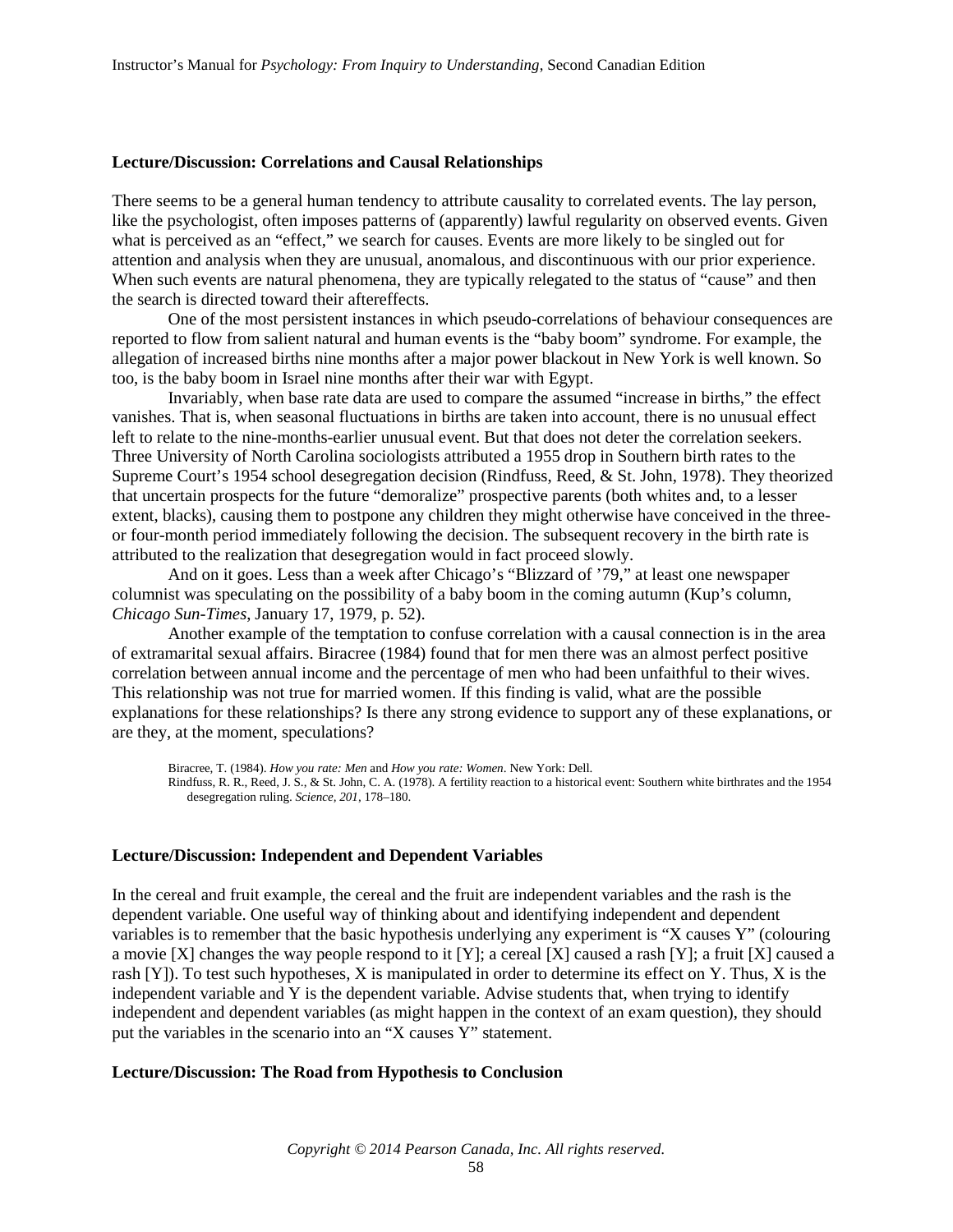**Lecture/Discussion: Correlations and Causal Relationships**

There seems to be a general human tendency to attribute causality to correlated events. The lay person, like the psychologist, often imposes patterns of (apparently) lawful regularity on observed events. Given what is perceived as an "effect," we search for causes. Events are more likely to be singled out for attention and analysis when they are unusual, anomalous, and discontinuous with our prior experience. When such events are natural phenomena, they are typically relegated to the status of "cause" and then the search is directed toward their aftereffects.

One of the most persistent instances in which pseudo-correlations of behaviour consequences are reported to flow from salient natural and human events is the "baby boom" syndrome. For example, the allegation of increased births nine months after a major power blackout in New York is well known. So too, is the baby boom in Israel nine months after their war with Egypt.

Invariably, when base rate data are used to compare the assumed "increase in births," the effect vanishes. That is, when seasonal fluctuations in births are taken into account, there is no unusual effect left to relate to the nine-months-earlier unusual event. But that does not deter the correlation seekers. Three University of North Carolina sociologists attributed a 1955 drop in Southern birth rates to the Supreme Court's 1954 school desegregation decision (Rindfuss, Reed, & St. John, 1978). They theorized that uncertain prospects for the future "demoralize" prospective parents (both whites and, to a lesser extent, blacks), causing them to postpone any children they might otherwise have conceived in the three- or four-month period immediately following the decision. The subsequent recovery in the birth rate is attributed to the realization that desegregation would in fact proceed slowly.

And on it goes. Less than a week after Chicago's "Blizzard of '79," at least one newspaper columnist was speculating on the possibility of a baby boom in the coming autumn (Kup's column, *Chicago Sun-Times*, January 17, 1979, p. 52).

Another example of the temptation to confuse correlation with a causal connection is in the area of extramarital sexual affairs. Biracree (1984) found that for men there was an almost perfect positive correlation between annual income and the percentage of men who had been unfaithful to their wives. This relationship was not true for married women. If this finding is valid, what are the possible explanations for these relationships? Is there any strong evidence to support any of these explanations, or are they, at the moment, speculations?

Biracree, T. (1984). *How you rate: Men* and *How you rate: Women*. New York: Dell.

Rindfuss, R. R., Reed, J. S., & St. John, C. A. (1978). A fertility reaction to a historical event: Southern white birthrates and the 1954 desegregation ruling. *Science, 201*, 178–180.

**Lecture/Discussion: Independent and Dependent Variables**

In the cereal and fruit example, the cereal and the fruit are independent variables and the rash is the dependent variable. One useful way of thinking about and identifying independent and dependent variables is to remember that the basic hypothesis underlying any experiment is "X causes Y" (colouring a movie [X] changes the way people respond to it [Y]; a cereal [X] caused a rash [Y]; a fruit [X] caused a rash [Y]). To test such hypotheses, X is manipulated in order to determine its effect on Y. Thus, X is the independent variable and Y is the dependent variable. Advise students that, when trying to identify independent and dependent variables (as might happen in the context of an exam question), they should put the variables in the scenario into an "X causes Y" statement.

**Lecture/Discussion: The Road from Hypothesis to Conclusion**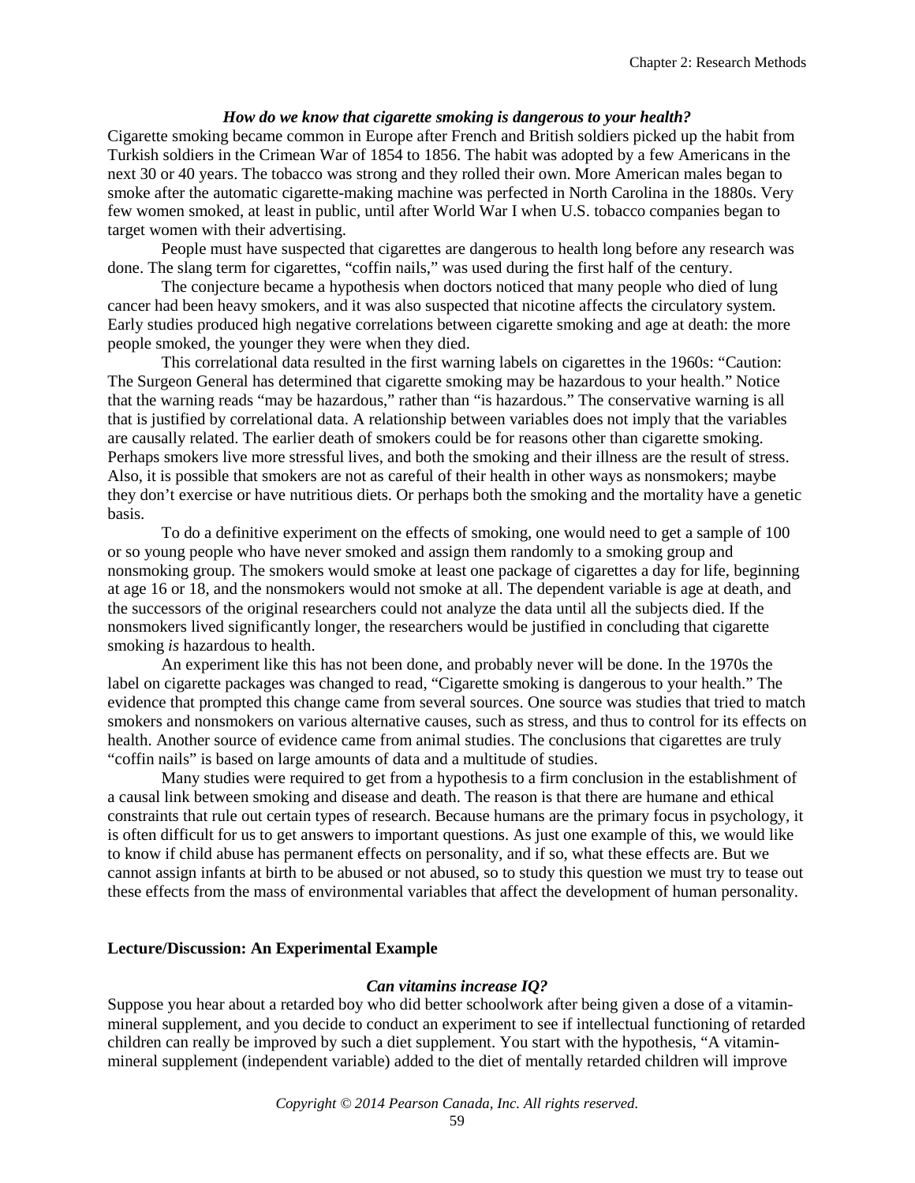***How do we know that cigarette smoking is dangerous to your health?***

Cigarette smoking became common in Europe after French and British soldiers picked up the habit from Turkish soldiers in the Crimean War of 1854 to 1856. The habit was adopted by a few Americans in the next 30 or 40 years. The tobacco was strong and they rolled their own. More American males began to smoke after the automatic cigarette-making machine was perfected in North Carolina in the 1880s. Very few women smoked, at least in public, until after World War I when U.S. tobacco companies began to target women with their advertising.

People must have suspected that cigarettes are dangerous to health long before any research was done. The slang term for cigarettes, "coffin nails," was used during the first half of the century.

The conjecture became a hypothesis when doctors noticed that many people who died of lung cancer had been heavy smokers, and it was also suspected that nicotine affects the circulatory system. Early studies produced high negative correlations between cigarette smoking and age at death: the more people smoked, the younger they were when they died.

This correlational data resulted in the first warning labels on cigarettes in the 1960s: "Caution: The Surgeon General has determined that cigarette smoking may be hazardous to your health." Notice that the warning reads "may be hazardous," rather than "is hazardous." The conservative warning is all that is justified by correlational data. A relationship between variables does not imply that the variables are causally related. The earlier death of smokers could be for reasons other than cigarette smoking. Perhaps smokers live more stressful lives, and both the smoking and their illness are the result of stress. Also, it is possible that smokers are not as careful of their health in other ways as nonsmokers; maybe they don't exercise or have nutritious diets. Or perhaps both the smoking and the mortality have a genetic basis.

To do a definitive experiment on the effects of smoking, one would need to get a sample of 100 or so young people who have never smoked and assign them randomly to a smoking group and nonsmoking group. The smokers would smoke at least one package of cigarettes a day for life, beginning at age 16 or 18, and the nonsmokers would not smoke at all. The dependent variable is age at death, and the successors of the original researchers could not analyze the data until all the subjects died. If the nonsmokers lived significantly longer, the researchers would be justified in concluding that cigarette smoking *is* hazardous to health.

An experiment like this has not been done, and probably never will be done. In the 1970s the label on cigarette packages was changed to read, "Cigarette smoking is dangerous to your health." The evidence that prompted this change came from several sources. One source was studies that tried to match smokers and nonsmokers on various alternative causes, such as stress, and thus to control for its effects on health. Another source of evidence came from animal studies. The conclusions that cigarettes are truly "coffin nails" is based on large amounts of data and a multitude of studies.

Many studies were required to get from a hypothesis to a firm conclusion in the establishment of a causal link between smoking and disease and death. The reason is that there are humane and ethical constraints that rule out certain types of research. Because humans are the primary focus in psychology, it is often difficult for us to get answers to important questions. As just one example of this, we would like to know if child abuse has permanent effects on personality, and if so, what these effects are. But we cannot assign infants at birth to be abused or not abused, so to study this question we must try to tease out these effects from the mass of environmental variables that affect the development of human personality.

**Lecture/Discussion: An Experimental Example**

***Can vitamins increase IQ?***

Suppose you hear about a retarded boy who did better schoolwork after being given a dose of a vitamin-mineral supplement, and you decide to conduct an experiment to see if intellectual functioning of retarded children can really be improved by such a diet supplement. You start with the hypothesis, "A vitamin-mineral supplement (independent variable) added to the diet of mentally retarded children will improve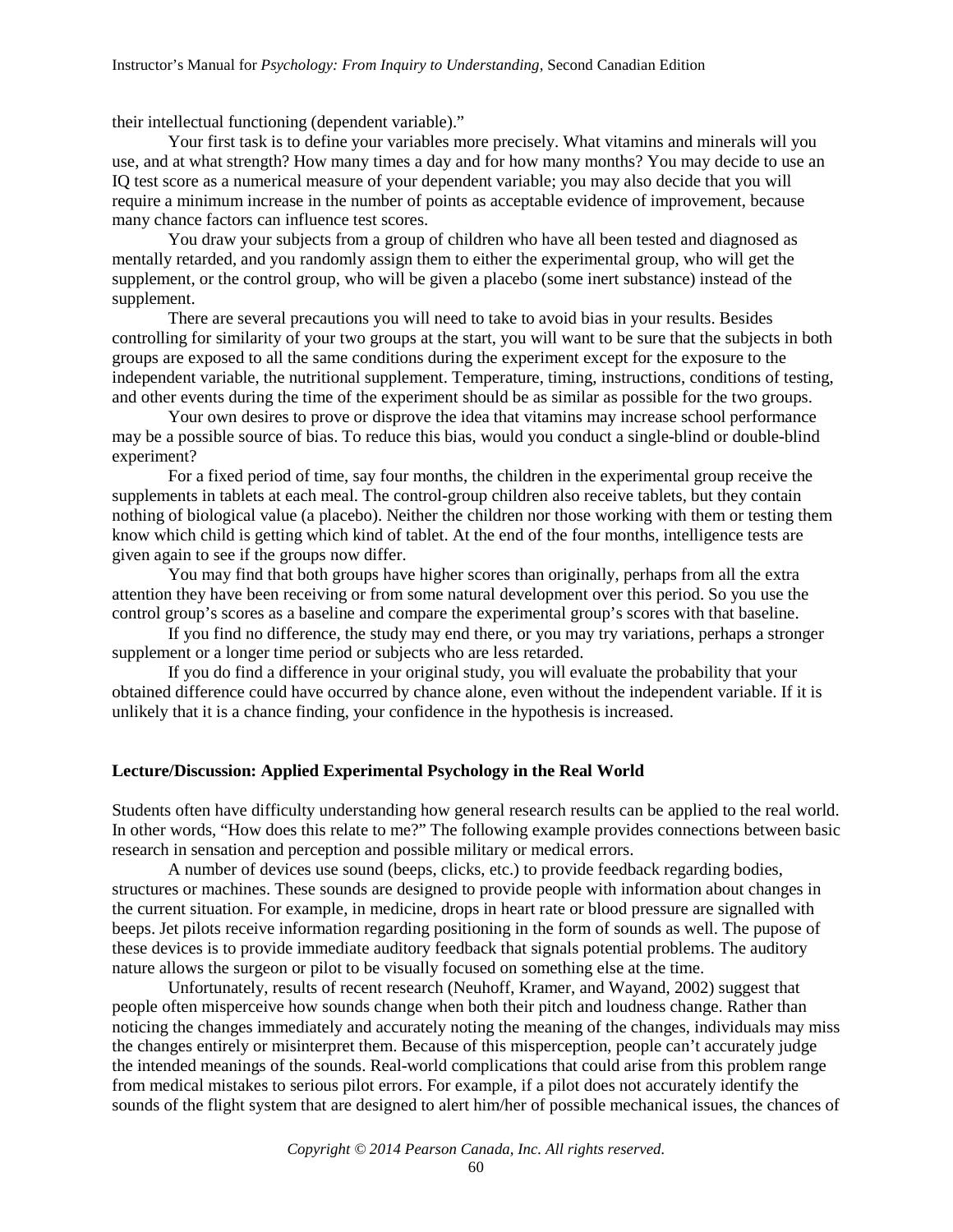their intellectual functioning (dependent variable)."

Your first task is to define your variables more precisely. What vitamins and minerals will you use, and at what strength? How many times a day and for how many months? You may decide to use an IQ test score as a numerical measure of your dependent variable; you may also decide that you will require a minimum increase in the number of points as acceptable evidence of improvement, because many chance factors can influence test scores.

You draw your subjects from a group of children who have all been tested and diagnosed as mentally retarded, and you randomly assign them to either the experimental group, who will get the supplement, or the control group, who will be given a placebo (some inert substance) instead of the supplement.

There are several precautions you will need to take to avoid bias in your results. Besides controlling for similarity of your two groups at the start, you will want to be sure that the subjects in both groups are exposed to all the same conditions during the experiment except for the exposure to the independent variable, the nutritional supplement. Temperature, timing, instructions, conditions of testing, and other events during the time of the experiment should be as similar as possible for the two groups.

Your own desires to prove or disprove the idea that vitamins may increase school performance may be a possible source of bias. To reduce this bias, would you conduct a single-blind or double-blind experiment?

For a fixed period of time, say four months, the children in the experimental group receive the supplements in tablets at each meal. The control-group children also receive tablets, but they contain nothing of biological value (a placebo). Neither the children nor those working with them or testing them know which child is getting which kind of tablet. At the end of the four months, intelligence tests are given again to see if the groups now differ.

You may find that both groups have higher scores than originally, perhaps from all the extra attention they have been receiving or from some natural development over this period. So you use the control group's scores as a baseline and compare the experimental group's scores with that baseline.

If you find no difference, the study may end there, or you may try variations, perhaps a stronger supplement or a longer time period or subjects who are less retarded.

If you do find a difference in your original study, you will evaluate the probability that your obtained difference could have occurred by chance alone, even without the independent variable. If it is unlikely that it is a chance finding, your confidence in the hypothesis is increased.

**Lecture/Discussion: Applied Experimental Psychology in the Real World**

Students often have difficulty understanding how general research results can be applied to the real world. In other words, "How does this relate to me?" The following example provides connections between basic research in sensation and perception and possible military or medical errors.

A number of devices use sound (beeps, clicks, etc.) to provide feedback regarding bodies, structures or machines. These sounds are designed to provide people with information about changes in the current situation. For example, in medicine, drops in heart rate or blood pressure are signalled with beeps. Jet pilots receive information regarding positioning in the form of sounds as well. The pupose of these devices is to provide immediate auditory feedback that signals potential problems. The auditory nature allows the surgeon or pilot to be visually focused on something else at the time.

Unfortunately, results of recent research (Neuhoff, Kramer, and Wayand, 2002) suggest that people often misperceive how sounds change when both their pitch and loudness change. Rather than noticing the changes immediately and accurately noting the meaning of the changes, individuals may miss the changes entirely or misinterpret them. Because of this misperception, people can't accurately judge the intended meanings of the sounds. Real-world complications that could arise from this problem range from medical mistakes to serious pilot errors. For example, if a pilot does not accurately identify the sounds of the flight system that are designed to alert him/her of possible mechanical issues, the chances of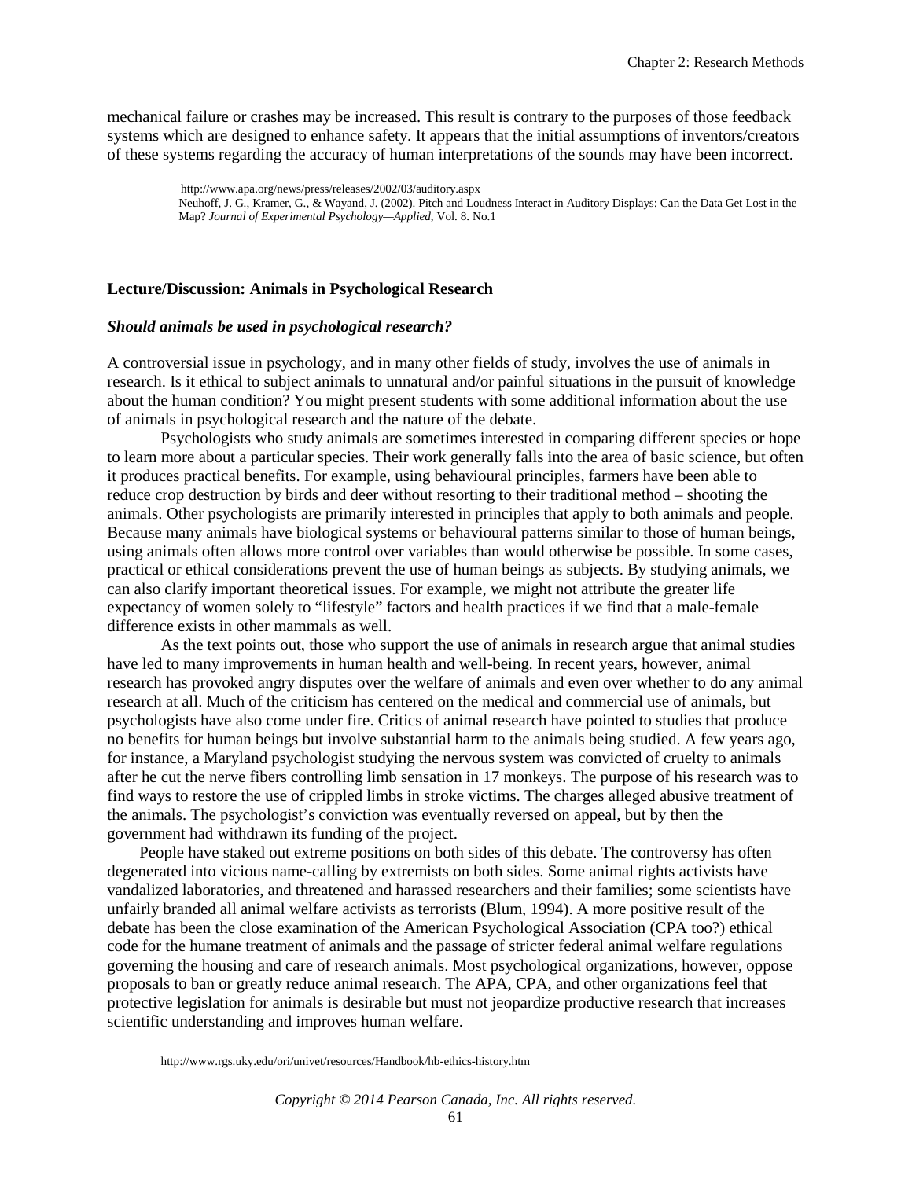mechanical failure or crashes may be increased. This result is contrary to the purposes of those feedback systems which are designed to enhance safety. It appears that the initial assumptions of inventors/creators of these systems regarding the accuracy of human interpretations of the sounds may have been incorrect.

http://www.apa.org/news/press/releases/2002/03/auditory.aspx
Neuhoff, J. G., Kramer, G., & Wayand, J. (2002). Pitch and Loudness Interact in Auditory Displays: Can the Data Get Lost in the Map? *Journal of Experimental Psychology—Applied*, Vol. 8. No.1

**Lecture/Discussion: Animals in Psychological Research**

***Should animals be used in psychological research?***

A controversial issue in psychology, and in many other fields of study, involves the use of animals in research. Is it ethical to subject animals to unnatural and/or painful situations in the pursuit of knowledge about the human condition? You might present students with some additional information about the use of animals in psychological research and the nature of the debate.

Psychologists who study animals are sometimes interested in comparing different species or hope to learn more about a particular species. Their work generally falls into the area of basic science, but often it produces practical benefits. For example, using behavioural principles, farmers have been able to reduce crop destruction by birds and deer without resorting to their traditional method – shooting the animals. Other psychologists are primarily interested in principles that apply to both animals and people. Because many animals have biological systems or behavioural patterns similar to those of human beings, using animals often allows more control over variables than would otherwise be possible. In some cases, practical or ethical considerations prevent the use of human beings as subjects. By studying animals, we can also clarify important theoretical issues. For example, we might not attribute the greater life expectancy of women solely to "lifestyle" factors and health practices if we find that a male-female difference exists in other mammals as well.

As the text points out, those who support the use of animals in research argue that animal studies have led to many improvements in human health and well-being. In recent years, however, animal research has provoked angry disputes over the welfare of animals and even over whether to do any animal research at all. Much of the criticism has centered on the medical and commercial use of animals, but psychologists have also come under fire. Critics of animal research have pointed to studies that produce no benefits for human beings but involve substantial harm to the animals being studied. A few years ago, for instance, a Maryland psychologist studying the nervous system was convicted of cruelty to animals after he cut the nerve fibers controlling limb sensation in 17 monkeys. The purpose of his research was to find ways to restore the use of crippled limbs in stroke victims. The charges alleged abusive treatment of the animals. The psychologist's conviction was eventually reversed on appeal, but by then the government had withdrawn its funding of the project.

People have staked out extreme positions on both sides of this debate. The controversy has often degenerated into vicious name-calling by extremists on both sides. Some animal rights activists have vandalized laboratories, and threatened and harassed researchers and their families; some scientists have unfairly branded all animal welfare activists as terrorists (Blum, 1994). A more positive result of the debate has been the close examination of the American Psychological Association (CPA too?) ethical code for the humane treatment of animals and the passage of stricter federal animal welfare regulations governing the housing and care of research animals. Most psychological organizations, however, oppose proposals to ban or greatly reduce animal research. The APA, CPA, and other organizations feel that protective legislation for animals is desirable but must not jeopardize productive research that increases scientific understanding and improves human welfare.

http://www.rgs.uky.edu/ori/univet/resources/Handbook/hb-ethics-history.htm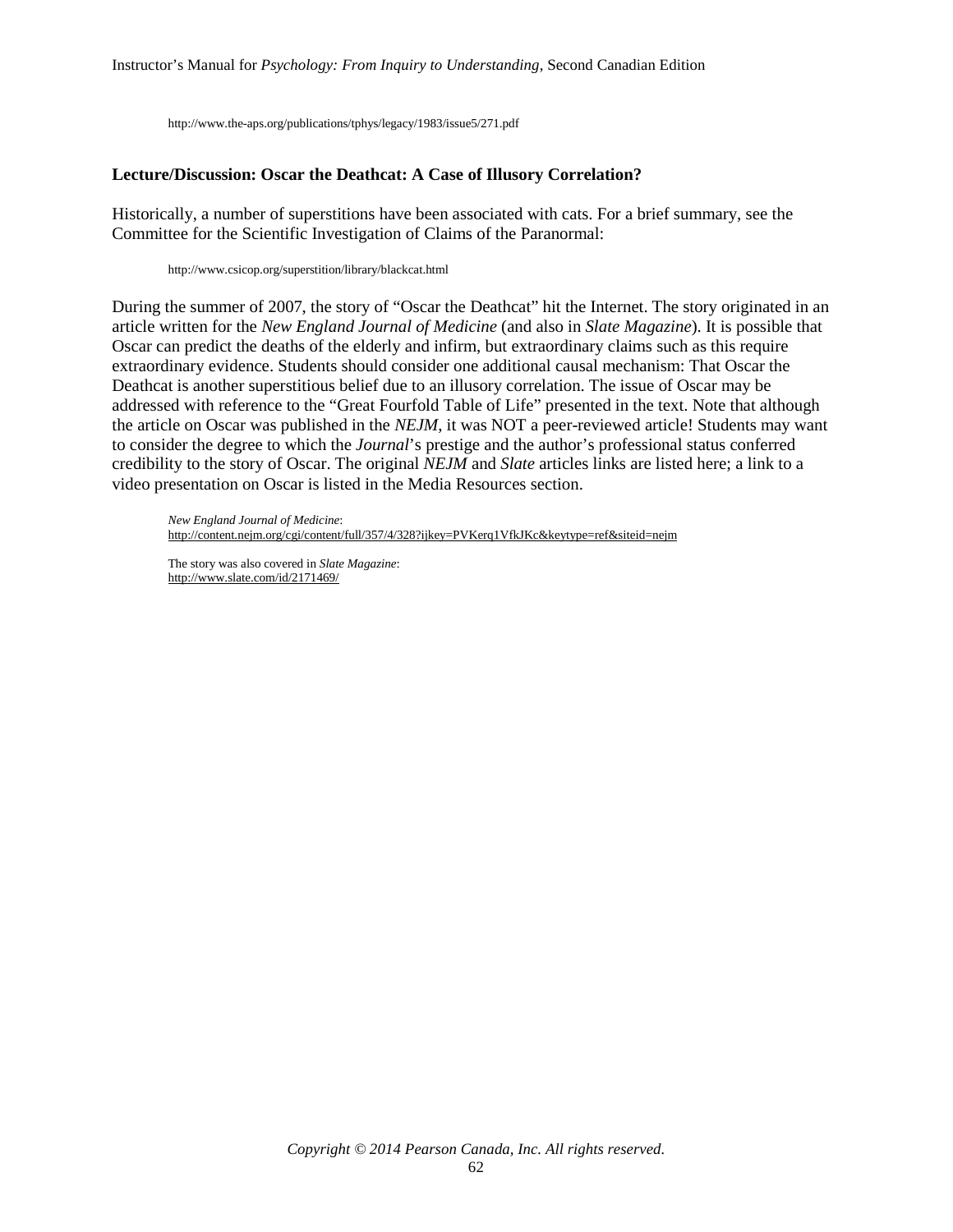http://www.the-aps.org/publications/tphys/legacy/1983/issue5/271.pdf

### Lecture/Discussion: Oscar the Deathcat: A Case of Illusory Correlation?

Historically, a number of superstitions have been associated with cats. For a brief summary, see the Committee for the Scientific Investigation of Claims of the Paranormal:

http://www.csicop.org/superstition/library/blackcat.html

During the summer of 2007, the story of "Oscar the Deathcat" hit the Internet. The story originated in an article written for the *New England Journal of Medicine* (and also in *Slate Magazine*). It is possible that Oscar can predict the deaths of the elderly and infirm, but extraordinary claims such as this require extraordinary evidence. Students should consider one additional causal mechanism: That Oscar the Deathcat is another superstitious belief due to an illusory correlation. The issue of Oscar may be addressed with reference to the "Great Fourfold Table of Life" presented in the text. Note that although the article on Oscar was published in the *NEJM*, it was NOT a peer-reviewed article! Students may want to consider the degree to which the *Journal*'s prestige and the author's professional status conferred credibility to the story of Oscar. The original *NEJM* and *Slate* articles links are listed here; a link to a video presentation on Oscar is listed in the Media Resources section.

*New England Journal of Medicine*:
http://content.nejm.org/cgi/content/full/357/4/328?ijkey=PVKerq1VfkJKc&keytype=ref&siteid=nejm

The story was also covered in *Slate Magazine*:
http://www.slate.com/id/2171469/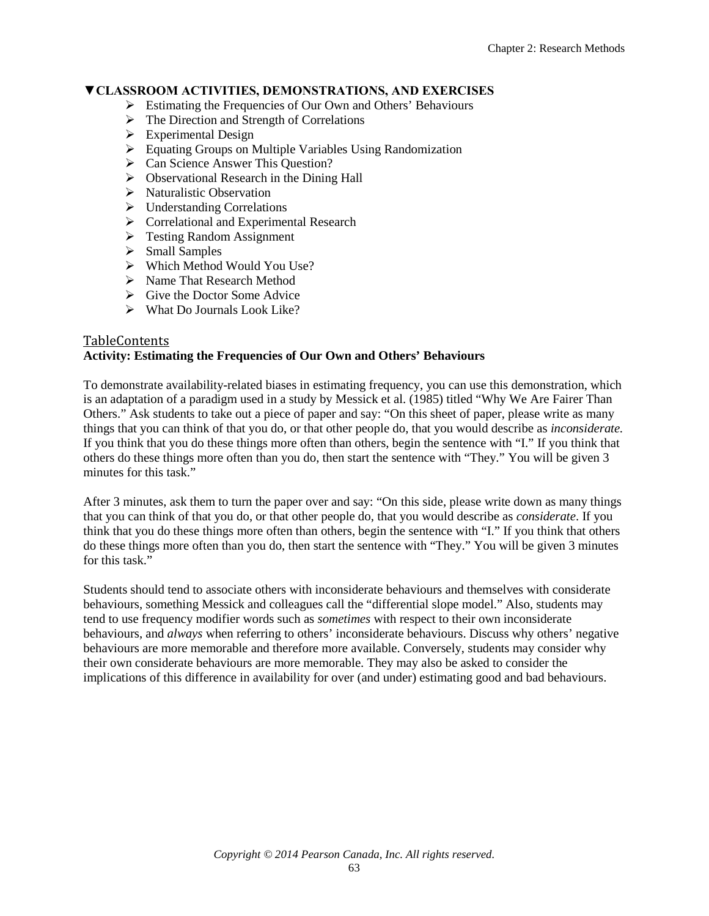## ▼CLASSROOM ACTIVITIES, DEMONSTRATIONS, AND EXERCISES

- Estimating the Frequencies of Our Own and Others' Behaviours
- The Direction and Strength of Correlations
- Experimental Design
- Equating Groups on Multiple Variables Using Randomization
- Can Science Answer This Question?
- Observational Research in the Dining Hall
- Naturalistic Observation
- Understanding Correlations
- Correlational and Experimental Research
- Testing Random Assignment
- Small Samples
- Which Method Would You Use?
- Name That Research Method
- Give the Doctor Some Advice
- What Do Journals Look Like?

TableContents

### Activity: Estimating the Frequencies of Our Own and Others' Behaviours

To demonstrate availability-related biases in estimating frequency, you can use this demonstration, which is an adaptation of a paradigm used in a study by Messick et al. (1985) titled "Why We Are Fairer Than Others." Ask students to take out a piece of paper and say: "On this sheet of paper, please write as many things that you can think of that you do, or that other people do, that you would describe as *inconsiderate.* If you think that you do these things more often than others, begin the sentence with "I." If you think that others do these things more often than you do, then start the sentence with "They." You will be given 3 minutes for this task."

After 3 minutes, ask them to turn the paper over and say: "On this side, please write down as many things that you can think of that you do, or that other people do, that you would describe as *considerate*. If you think that you do these things more often than others, begin the sentence with "I." If you think that others do these things more often than you do, then start the sentence with "They." You will be given 3 minutes for this task."

Students should tend to associate others with inconsiderate behaviours and themselves with considerate behaviours, something Messick and colleagues call the "differential slope model." Also, students may tend to use frequency modifier words such as *sometimes* with respect to their own inconsiderate behaviours, and *always* when referring to others' inconsiderate behaviours. Discuss why others' negative behaviours are more memorable and therefore more available. Conversely, students may consider why their own considerate behaviours are more memorable. They may also be asked to consider the implications of this difference in availability for over (and under) estimating good and bad behaviours.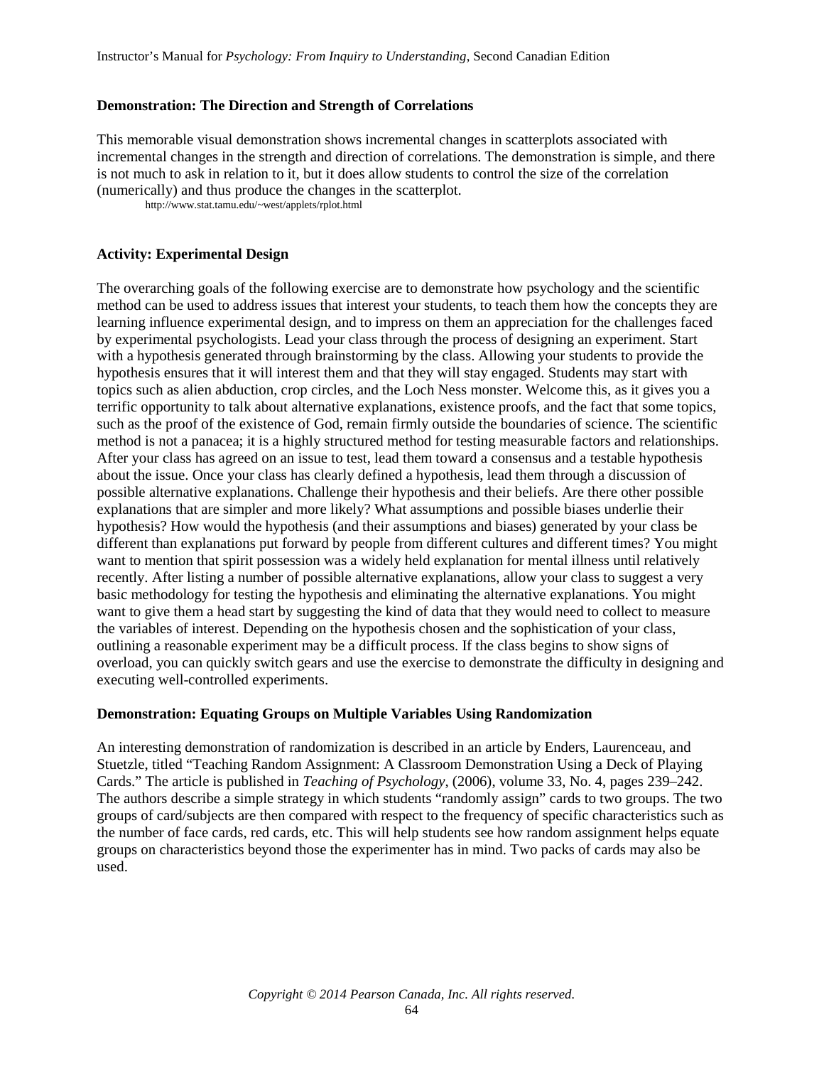### Demonstration: The Direction and Strength of Correlations

This memorable visual demonstration shows incremental changes in scatterplots associated with incremental changes in the strength and direction of correlations. The demonstration is simple, and there is not much to ask in relation to it, but it does allow students to control the size of the correlation (numerically) and thus produce the changes in the scatterplot.

http://www.stat.tamu.edu/~west/applets/rplot.html

### Activity: Experimental Design

The overarching goals of the following exercise are to demonstrate how psychology and the scientific method can be used to address issues that interest your students, to teach them how the concepts they are learning influence experimental design, and to impress on them an appreciation for the challenges faced by experimental psychologists. Lead your class through the process of designing an experiment. Start with a hypothesis generated through brainstorming by the class. Allowing your students to provide the hypothesis ensures that it will interest them and that they will stay engaged. Students may start with topics such as alien abduction, crop circles, and the Loch Ness monster. Welcome this, as it gives you a terrific opportunity to talk about alternative explanations, existence proofs, and the fact that some topics, such as the proof of the existence of God, remain firmly outside the boundaries of science. The scientific method is not a panacea; it is a highly structured method for testing measurable factors and relationships. After your class has agreed on an issue to test, lead them toward a consensus and a testable hypothesis about the issue. Once your class has clearly defined a hypothesis, lead them through a discussion of possible alternative explanations. Challenge their hypothesis and their beliefs. Are there other possible explanations that are simpler and more likely? What assumptions and possible biases underlie their hypothesis? How would the hypothesis (and their assumptions and biases) generated by your class be different than explanations put forward by people from different cultures and different times? You might want to mention that spirit possession was a widely held explanation for mental illness until relatively recently. After listing a number of possible alternative explanations, allow your class to suggest a very basic methodology for testing the hypothesis and eliminating the alternative explanations. You might want to give them a head start by suggesting the kind of data that they would need to collect to measure the variables of interest. Depending on the hypothesis chosen and the sophistication of your class, outlining a reasonable experiment may be a difficult process. If the class begins to show signs of overload, you can quickly switch gears and use the exercise to demonstrate the difficulty in designing and executing well-controlled experiments.

### Demonstration: Equating Groups on Multiple Variables Using Randomization

An interesting demonstration of randomization is described in an article by Enders, Laurenceau, and Stuetzle, titled "Teaching Random Assignment: A Classroom Demonstration Using a Deck of Playing Cards." The article is published in *Teaching of Psychology*, (2006), volume 33, No. 4, pages 239–242. The authors describe a simple strategy in which students "randomly assign" cards to two groups. The two groups of card/subjects are then compared with respect to the frequency of specific characteristics such as the number of face cards, red cards, etc. This will help students see how random assignment helps equate groups on characteristics beyond those the experimenter has in mind. Two packs of cards may also be used.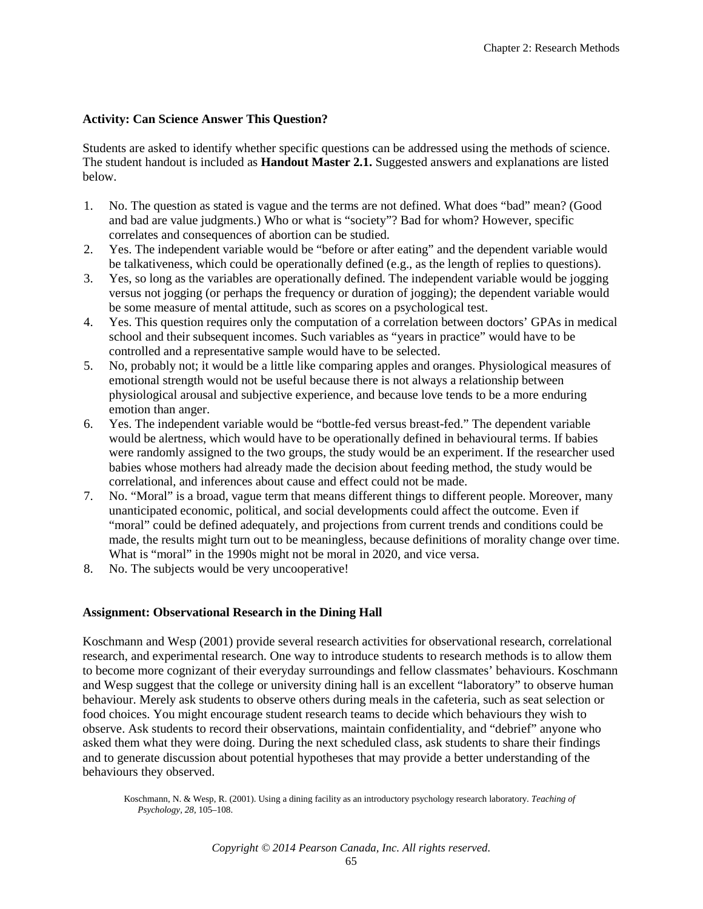**Activity: Can Science Answer This Question?**

Students are asked to identify whether specific questions can be addressed using the methods of science. The student handout is included as **Handout Master 2.1.** Suggested answers and explanations are listed below.

1. No. The question as stated is vague and the terms are not defined. What does "bad" mean? (Good and bad are value judgments.) Who or what is "society"? Bad for whom? However, specific correlates and consequences of abortion can be studied.
2. Yes. The independent variable would be "before or after eating" and the dependent variable would be talkativeness, which could be operationally defined (e.g., as the length of replies to questions).
3. Yes, so long as the variables are operationally defined. The independent variable would be jogging versus not jogging (or perhaps the frequency or duration of jogging); the dependent variable would be some measure of mental attitude, such as scores on a psychological test.
4. Yes. This question requires only the computation of a correlation between doctors' GPAs in medical school and their subsequent incomes. Such variables as "years in practice" would have to be controlled and a representative sample would have to be selected.
5. No, probably not; it would be a little like comparing apples and oranges. Physiological measures of emotional strength would not be useful because there is not always a relationship between physiological arousal and subjective experience, and because love tends to be a more enduring emotion than anger.
6. Yes. The independent variable would be "bottle-fed versus breast-fed." The dependent variable would be alertness, which would have to be operationally defined in behavioural terms. If babies were randomly assigned to the two groups, the study would be an experiment. If the researcher used babies whose mothers had already made the decision about feeding method, the study would be correlational, and inferences about cause and effect could not be made.
7. No. "Moral" is a broad, vague term that means different things to different people. Moreover, many unanticipated economic, political, and social developments could affect the outcome. Even if "moral" could be defined adequately, and projections from current trends and conditions could be made, the results might turn out to be meaningless, because definitions of morality change over time. What is "moral" in the 1990s might not be moral in 2020, and vice versa.
8. No. The subjects would be very uncooperative!

**Assignment: Observational Research in the Dining Hall**

Koschmann and Wesp (2001) provide several research activities for observational research, correlational research, and experimental research. One way to introduce students to research methods is to allow them to become more cognizant of their everyday surroundings and fellow classmates' behaviours. Koschmann and Wesp suggest that the college or university dining hall is an excellent "laboratory" to observe human behaviour. Merely ask students to observe others during meals in the cafeteria, such as seat selection or food choices. You might encourage student research teams to decide which behaviours they wish to observe. Ask students to record their observations, maintain confidentiality, and "debrief" anyone who asked them what they were doing. During the next scheduled class, ask students to share their findings and to generate discussion about potential hypotheses that may provide a better understanding of the behaviours they observed.

Koschmann, N. & Wesp, R. (2001). Using a dining facility as an introductory psychology research laboratory. *Teaching of Psychology*, *28*, 105–108.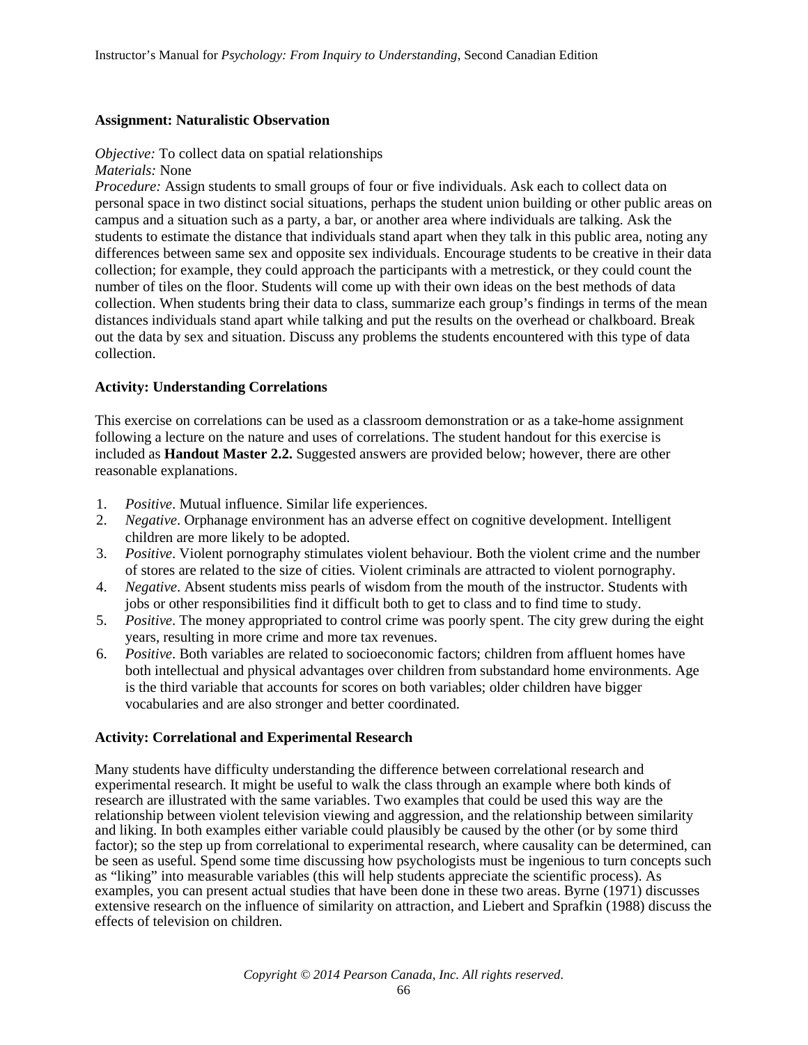**Assignment: Naturalistic Observation**

*Objective:* To collect data on spatial relationships
*Materials:* None
*Procedure:* Assign students to small groups of four or five individuals. Ask each to collect data on personal space in two distinct social situations, perhaps the student union building or other public areas on campus and a situation such as a party, a bar, or another area where individuals are talking. Ask the students to estimate the distance that individuals stand apart when they talk in this public area, noting any differences between same sex and opposite sex individuals. Encourage students to be creative in their data collection; for example, they could approach the participants with a metrestick, or they could count the number of tiles on the floor. Students will come up with their own ideas on the best methods of data collection. When students bring their data to class, summarize each group's findings in terms of the mean distances individuals stand apart while talking and put the results on the overhead or chalkboard. Break out the data by sex and situation. Discuss any problems the students encountered with this type of data collection.

**Activity: Understanding Correlations**

This exercise on correlations can be used as a classroom demonstration or as a take-home assignment following a lecture on the nature and uses of correlations. The student handout for this exercise is included as **Handout Master 2.2.** Suggested answers are provided below; however, there are other reasonable explanations.

1. *Positive*. Mutual influence. Similar life experiences.
2. *Negative*. Orphanage environment has an adverse effect on cognitive development. Intelligent children are more likely to be adopted.
3. *Positive*. Violent pornography stimulates violent behaviour. Both the violent crime and the number of stores are related to the size of cities. Violent criminals are attracted to violent pornography.
4. *Negative*. Absent students miss pearls of wisdom from the mouth of the instructor. Students with jobs or other responsibilities find it difficult both to get to class and to find time to study.
5. *Positive*. The money appropriated to control crime was poorly spent. The city grew during the eight years, resulting in more crime and more tax revenues.
6. *Positive*. Both variables are related to socioeconomic factors; children from affluent homes have both intellectual and physical advantages over children from substandard home environments. Age is the third variable that accounts for scores on both variables; older children have bigger vocabularies and are also stronger and better coordinated.

**Activity: Correlational and Experimental Research**

Many students have difficulty understanding the difference between correlational research and experimental research. It might be useful to walk the class through an example where both kinds of research are illustrated with the same variables. Two examples that could be used this way are the relationship between violent television viewing and aggression, and the relationship between similarity and liking. In both examples either variable could plausibly be caused by the other (or by some third factor); so the step up from correlational to experimental research, where causality can be determined, can be seen as useful. Spend some time discussing how psychologists must be ingenious to turn concepts such as "liking" into measurable variables (this will help students appreciate the scientific process). As examples, you can present actual studies that have been done in these two areas. Byrne (1971) discusses extensive research on the influence of similarity on attraction, and Liebert and Sprafkin (1988) discuss the effects of television on children.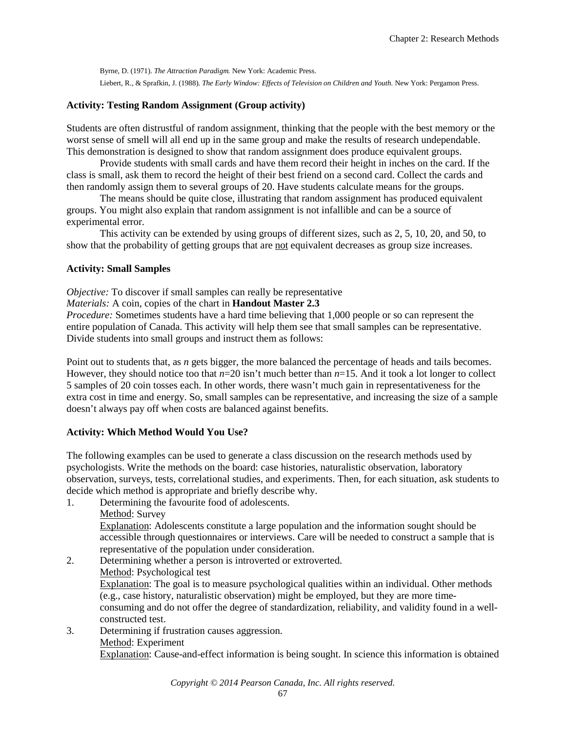Byrne, D. (1971). *The Attraction Paradigm.* New York: Academic Press.

Liebert, R., & Sprafkin, J. (1988). *The Early Window: Effects of Television on Children and Youth.* New York: Pergamon Press.

**Activity: Testing Random Assignment (Group activity)**

Students are often distrustful of random assignment, thinking that the people with the best memory or the worst sense of smell will all end up in the same group and make the results of research undependable. This demonstration is designed to show that random assignment does produce equivalent groups.

Provide students with small cards and have them record their height in inches on the card. If the class is small, ask them to record the height of their best friend on a second card. Collect the cards and then randomly assign them to several groups of 20. Have students calculate means for the groups.

The means should be quite close, illustrating that random assignment has produced equivalent groups. You might also explain that random assignment is not infallible and can be a source of experimental error.

This activity can be extended by using groups of different sizes, such as 2, 5, 10, 20, and 50, to show that the probability of getting groups that are not equivalent decreases as group size increases.

**Activity: Small Samples**

*Objective:* To discover if small samples can really be representative

*Materials:* A coin, copies of the chart in **Handout Master 2.3**

*Procedure:* Sometimes students have a hard time believing that 1,000 people or so can represent the entire population of Canada. This activity will help them see that small samples can be representative. Divide students into small groups and instruct them as follows:

Point out to students that, as $n$ gets bigger, the more balanced the percentage of heads and tails becomes. However, they should notice too that $n$=20 isn't much better than $n$=15. And it took a lot longer to collect 5 samples of 20 coin tosses each. In other words, there wasn't much gain in representativeness for the extra cost in time and energy. So, small samples can be representative, and increasing the size of a sample doesn't always pay off when costs are balanced against benefits.

**Activity: Which Method Would You Use?**

The following examples can be used to generate a class discussion on the research methods used by psychologists. Write the methods on the board: case histories, naturalistic observation, laboratory observation, surveys, tests, correlational studies, and experiments. Then, for each situation, ask students to decide which method is appropriate and briefly describe why.

1. Determining the favourite food of adolescents.
   Method: Survey
   Explanation: Adolescents constitute a large population and the information sought should be accessible through questionnaires or interviews. Care will be needed to construct a sample that is representative of the population under consideration.
2. Determining whether a person is introverted or extroverted.
   Method: Psychological test
   Explanation: The goal is to measure psychological qualities within an individual. Other methods (e.g., case history, naturalistic observation) might be employed, but they are more time-consuming and do not offer the degree of standardization, reliability, and validity found in a well-constructed test.
3. Determining if frustration causes aggression.
   Method: Experiment
   Explanation: Cause-and-effect information is being sought. In science this information is obtained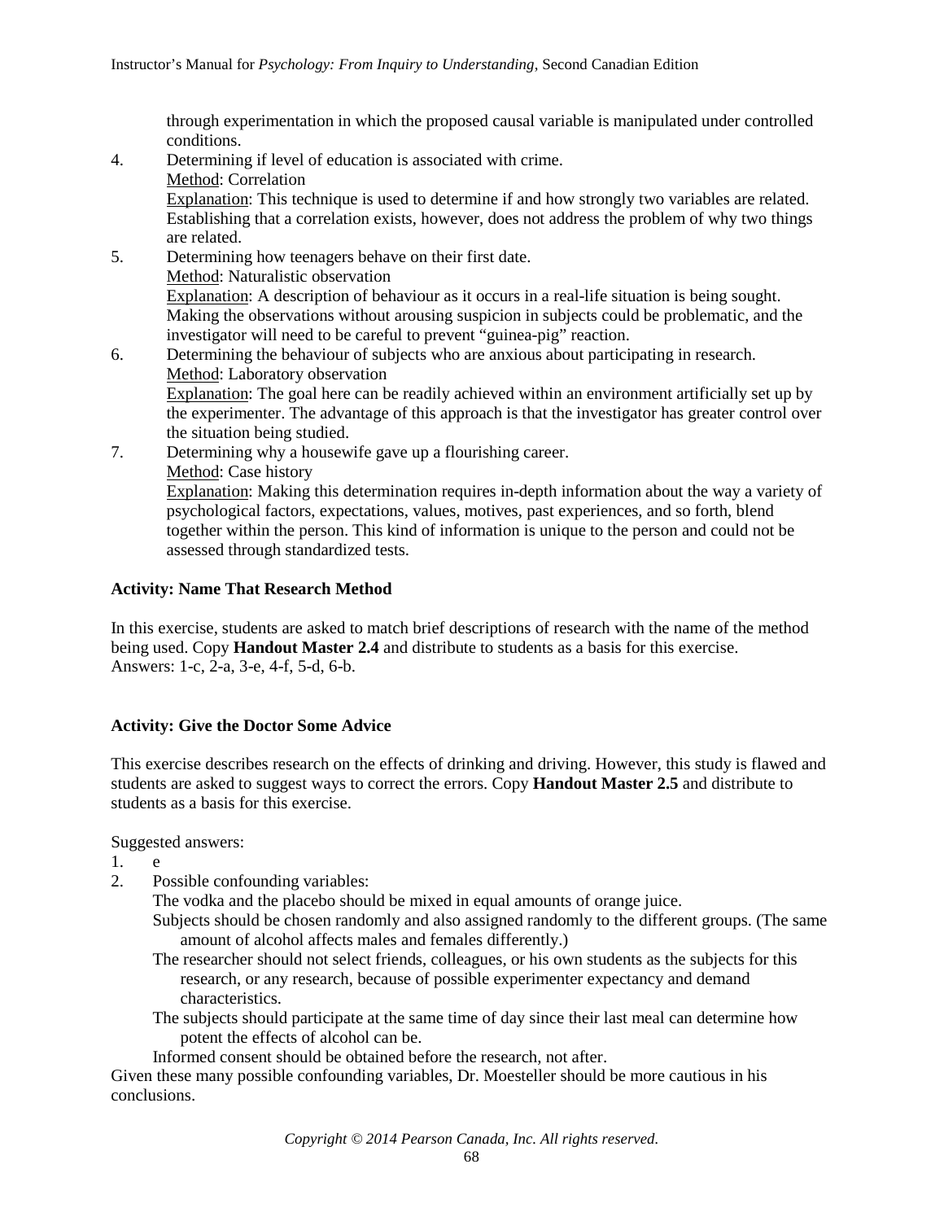through experimentation in which the proposed causal variable is manipulated under controlled conditions.

4. Determining if level of education is associated with crime.
   Method: Correlation
   Explanation: This technique is used to determine if and how strongly two variables are related. Establishing that a correlation exists, however, does not address the problem of why two things are related.
5. Determining how teenagers behave on their first date.
   Method: Naturalistic observation
   Explanation: A description of behaviour as it occurs in a real-life situation is being sought. Making the observations without arousing suspicion in subjects could be problematic, and the investigator will need to be careful to prevent "guinea-pig" reaction.
6. Determining the behaviour of subjects who are anxious about participating in research.
   Method: Laboratory observation
   Explanation: The goal here can be readily achieved within an environment artificially set up by the experimenter. The advantage of this approach is that the investigator has greater control over the situation being studied.
7. Determining why a housewife gave up a flourishing career.
   Method: Case history
   Explanation: Making this determination requires in-depth information about the way a variety of psychological factors, expectations, values, motives, past experiences, and so forth, blend together within the person. This kind of information is unique to the person and could not be assessed through standardized tests.

**Activity: Name That Research Method**

In this exercise, students are asked to match brief descriptions of research with the name of the method being used. Copy **Handout Master 2.4** and distribute to students as a basis for this exercise.
Answers: 1-c, 2-a, 3-e, 4-f, 5-d, 6-b.

**Activity: Give the Doctor Some Advice**

This exercise describes research on the effects of drinking and driving. However, this study is flawed and students are asked to suggest ways to correct the errors. Copy **Handout Master 2.5** and distribute to students as a basis for this exercise.

Suggested answers:

1. e
2. Possible confounding variables:
   The vodka and the placebo should be mixed in equal amounts of orange juice.
   Subjects should be chosen randomly and also assigned randomly to the different groups. (The same amount of alcohol affects males and females differently.)
   The researcher should not select friends, colleagues, or his own students as the subjects for this research, or any research, because of possible experimenter expectancy and demand characteristics.
   The subjects should participate at the same time of day since their last meal can determine how potent the effects of alcohol can be.
   Informed consent should be obtained before the research, not after.

Given these many possible confounding variables, Dr. Moesteller should be more cautious in his conclusions.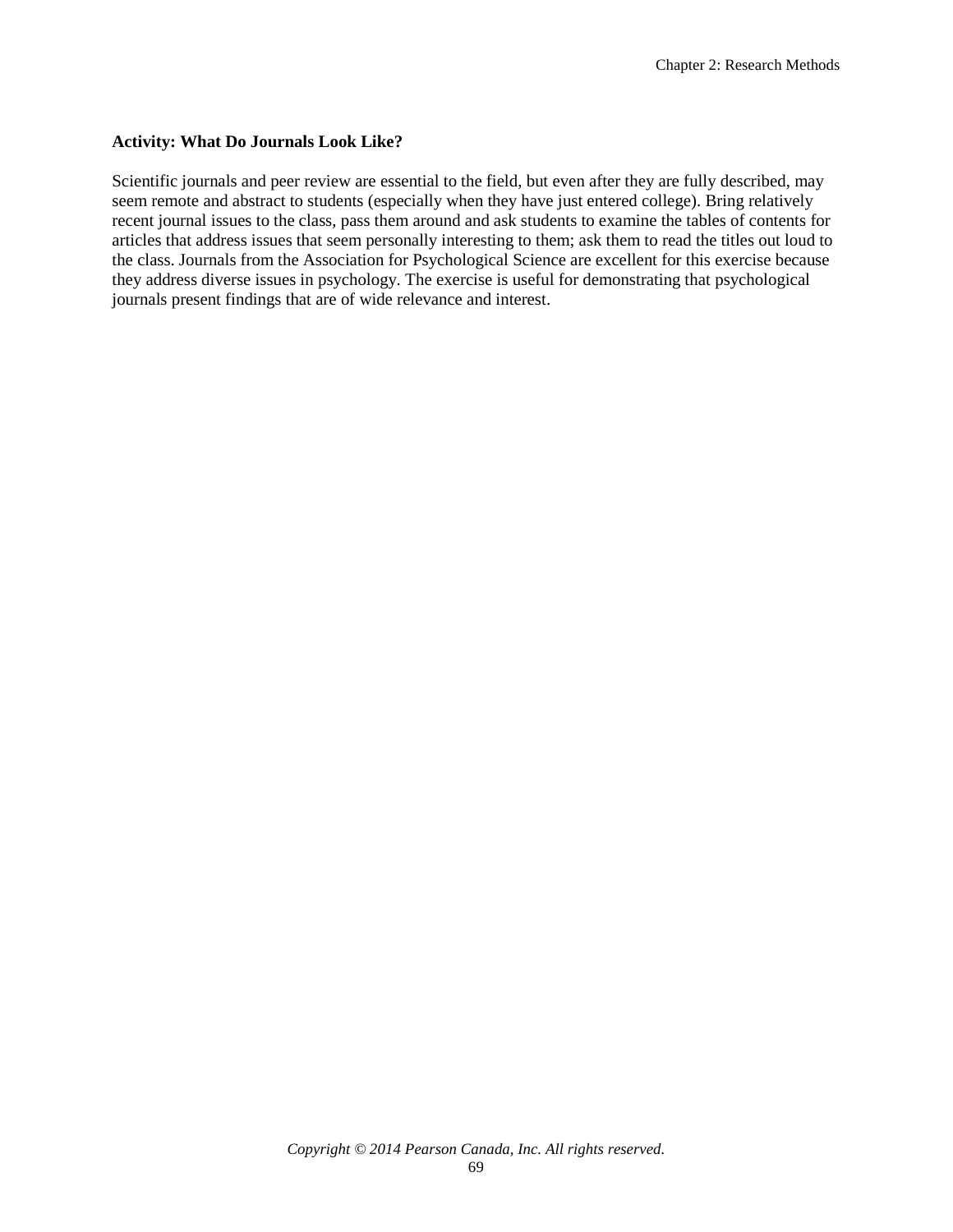**Activity: What Do Journals Look Like?**

Scientific journals and peer review are essential to the field, but even after they are fully described, may seem remote and abstract to students (especially when they have just entered college). Bring relatively recent journal issues to the class, pass them around and ask students to examine the tables of contents for articles that address issues that seem personally interesting to them; ask them to read the titles out loud to the class. Journals from the Association for Psychological Science are excellent for this exercise because they address diverse issues in psychology. The exercise is useful for demonstrating that psychological journals present findings that are of wide relevance and interest.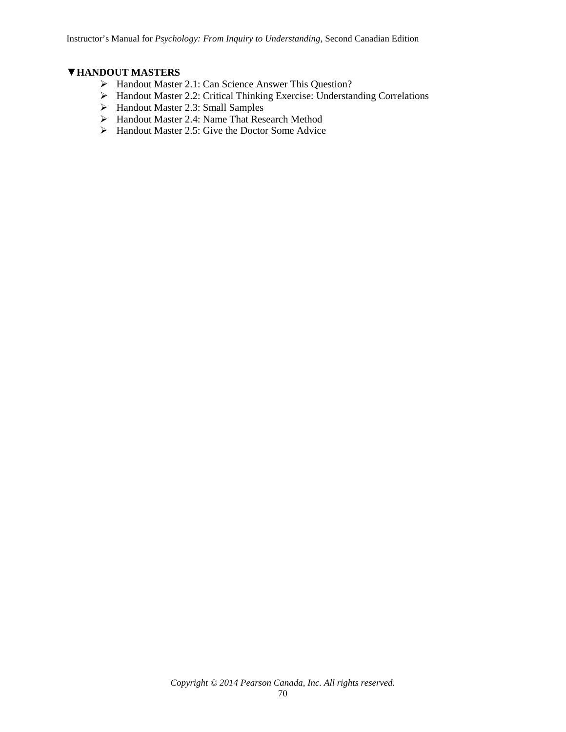## ▼HANDOUT MASTERS

- Handout Master 2.1: Can Science Answer This Question?
- Handout Master 2.2: Critical Thinking Exercise: Understanding Correlations
- Handout Master 2.3: Small Samples
- Handout Master 2.4: Name That Research Method
- Handout Master 2.5: Give the Doctor Some Advice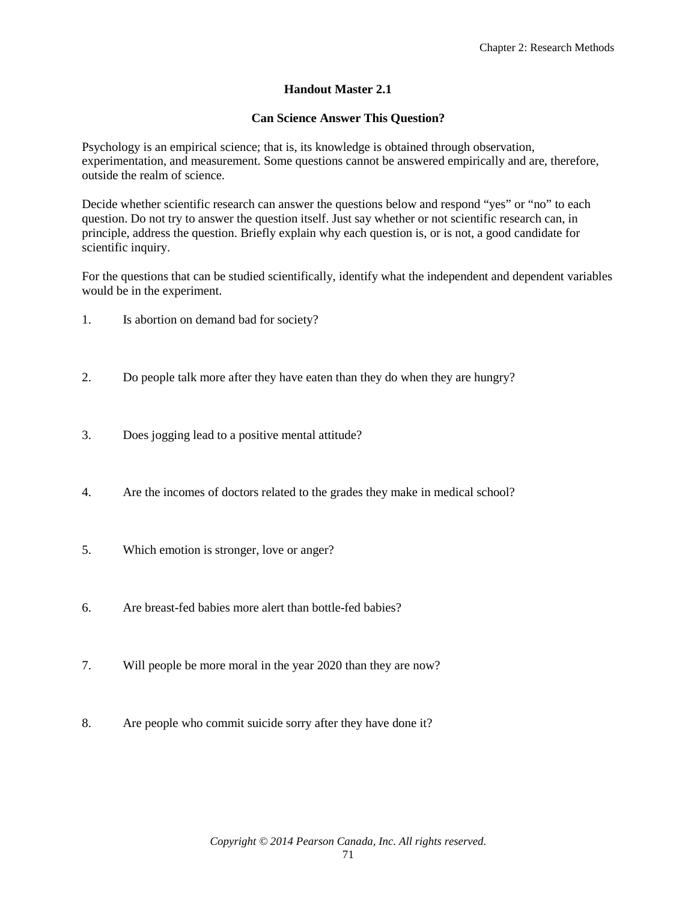## Handout Master 2.1

### Can Science Answer This Question?

Psychology is an empirical science; that is, its knowledge is obtained through observation, experimentation, and measurement. Some questions cannot be answered empirically and are, therefore, outside the realm of science.

Decide whether scientific research can answer the questions below and respond "yes" or "no" to each question. Do not try to answer the question itself. Just say whether or not scientific research can, in principle, address the question. Briefly explain why each question is, or is not, a good candidate for scientific inquiry.

For the questions that can be studied scientifically, identify what the independent and dependent variables would be in the experiment.

1. Is abortion on demand bad for society?

2. Do people talk more after they have eaten than they do when they are hungry?

3. Does jogging lead to a positive mental attitude?

4. Are the incomes of doctors related to the grades they make in medical school?

5. Which emotion is stronger, love or anger?

6. Are breast-fed babies more alert than bottle-fed babies?

7. Will people be more moral in the year 2020 than they are now?

8. Are people who commit suicide sorry after they have done it?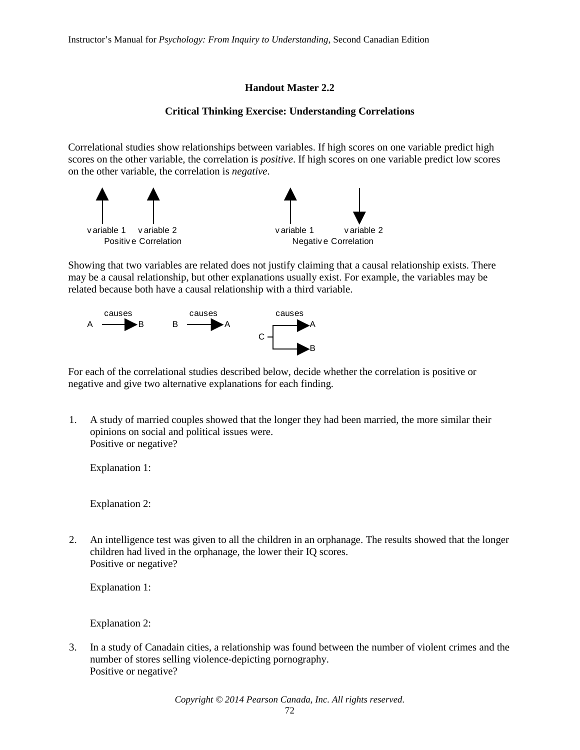### Handout Master 2.2

### Critical Thinking Exercise: Understanding Correlations

Correlational studies show relationships between variables. If high scores on one variable predict high scores on the other variable, the correlation is *positive*. If high scores on one variable predict low scores on the other variable, the correlation is *negative*.

variable 1 variable 2
Positive Correlation

variable 1 variable 2
Negative Correlation

Showing that two variables are related does not justify claiming that a causal relationship exists. There may be a causal relationship, but other explanations usually exist. For example, the variables may be related because both have a causal relationship with a third variable.

A causes B B causes A C causes A, B

For each of the correlational studies described below, decide whether the correlation is positive or negative and give two alternative explanations for each finding.

1. A study of married couples showed that the longer they had been married, the more similar their opinions on social and political issues were.
   Positive or negative?

   Explanation 1:

   Explanation 2:

2. An intelligence test was given to all the children in an orphanage. The results showed that the longer children had lived in the orphanage, the lower their IQ scores.
   Positive or negative?

   Explanation 1:

   Explanation 2:

3. In a study of Canadain cities, a relationship was found between the number of violent crimes and the number of stores selling violence-depicting pornography.
   Positive or negative?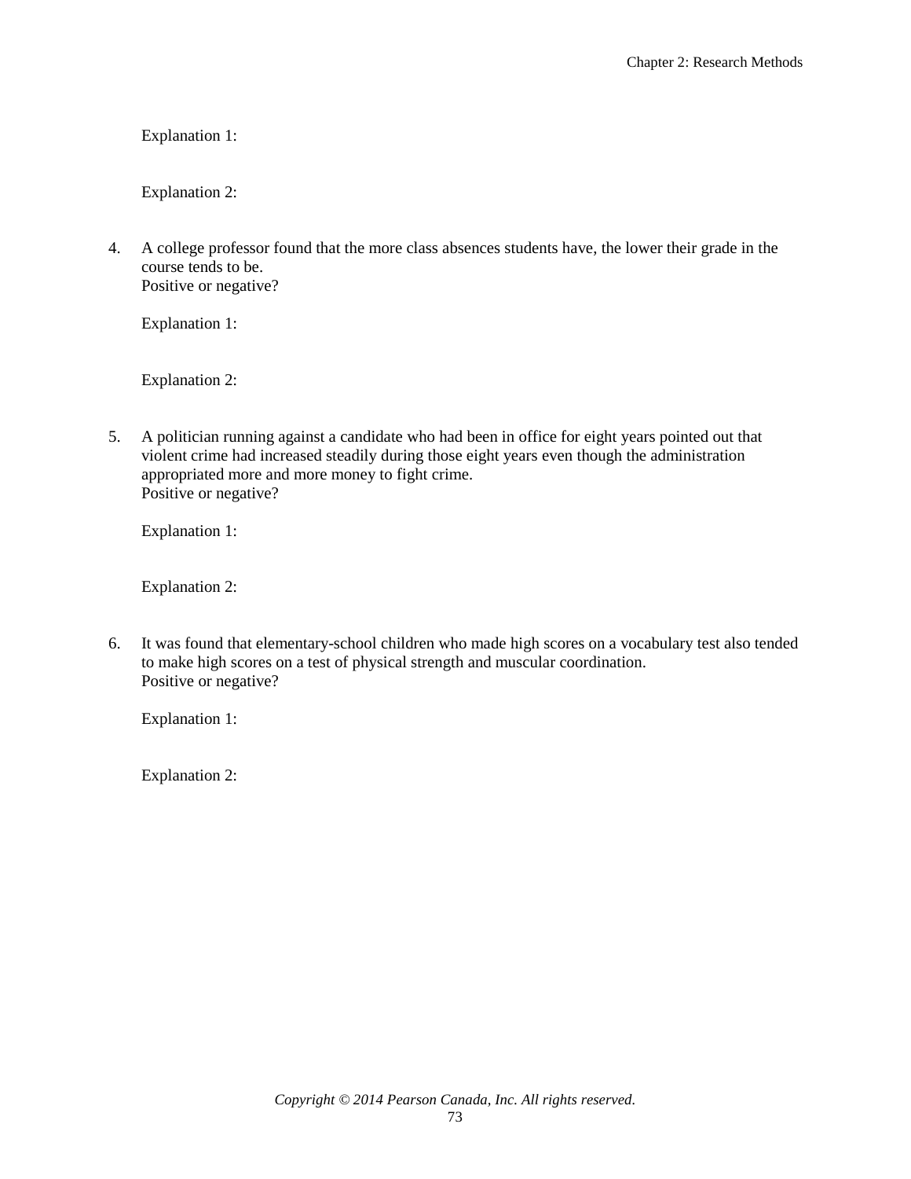Explanation 1:

Explanation 2:

4. A college professor found that the more class absences students have, the lower their grade in the course tends to be.
   Positive or negative?

   Explanation 1:

   Explanation 2:

5. A politician running against a candidate who had been in office for eight years pointed out that violent crime had increased steadily during those eight years even though the administration appropriated more and more money to fight crime.
   Positive or negative?

   Explanation 1:

   Explanation 2:

6. It was found that elementary-school children who made high scores on a vocabulary test also tended to make high scores on a test of physical strength and muscular coordination.
   Positive or negative?

   Explanation 1:

   Explanation 2: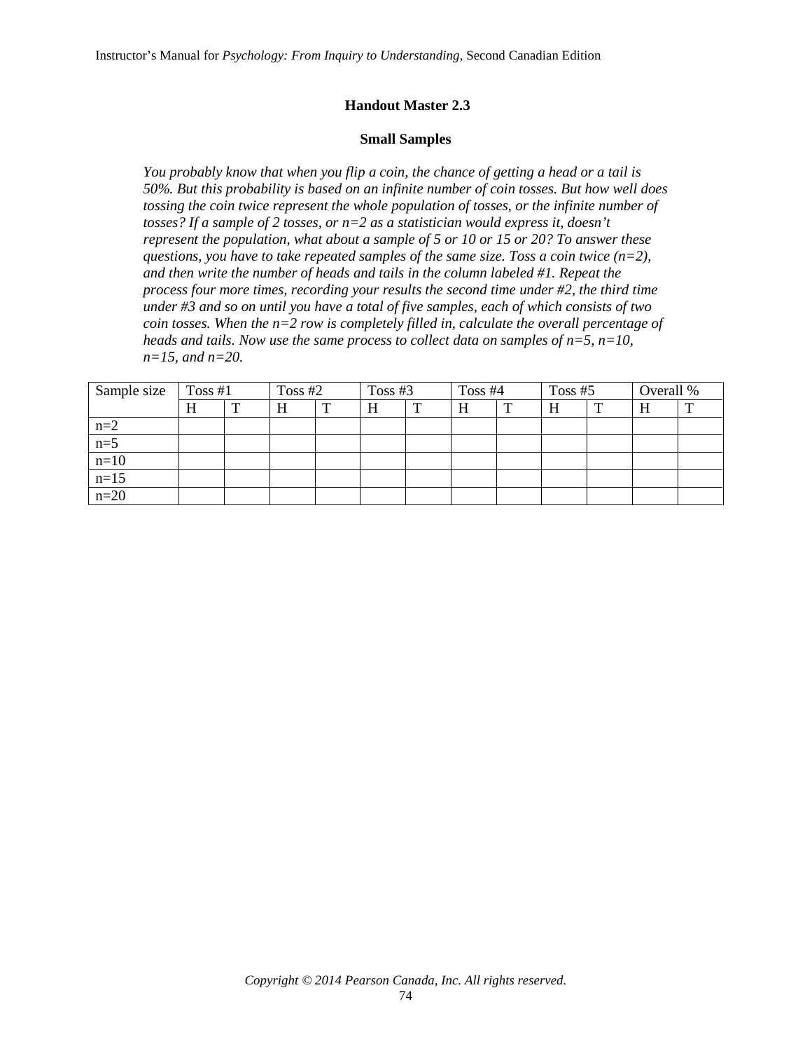## Handout Master 2.3

### Small Samples

*You probably know that when you flip a coin, the chance of getting a head or a tail is 50%. But this probability is based on an infinite number of coin tosses. But how well does tossing the coin twice represent the whole population of tosses, or the infinite number of tosses? If a sample of 2 tosses, or n=2 as a statistician would express it, doesn't represent the population, what about a sample of 5 or 10 or 15 or 20? To answer these questions, you have to take repeated samples of the same size. Toss a coin twice (n=2), and then write the number of heads and tails in the column labeled #1. Repeat the process four more times, recording your results the second time under #2, the third time under #3 and so on until you have a total of five samples, each of which consists of two coin tosses. When the n=2 row is completely filled in, calculate the overall percentage of heads and tails. Now use the same process to collect data on samples of n=5, n=10, n=15, and n=20.*

| Sample size | Toss #1 | | Toss #2 | | Toss #3 | | Toss #4 | | Toss #5 | | Overall % | |
|---|---|---|---|---|---|---|---|---|---|---|---|---|
| | H | T | H | T | H | T | H | T | H | T | H | T |
| n=2 | | | | | | | | | | | | |
| n=5 | | | | | | | | | | | | |
| n=10 | | | | | | | | | | | | |
| n=15 | | | | | | | | | | | | |
| n=20 | | | | | | | | | | | | |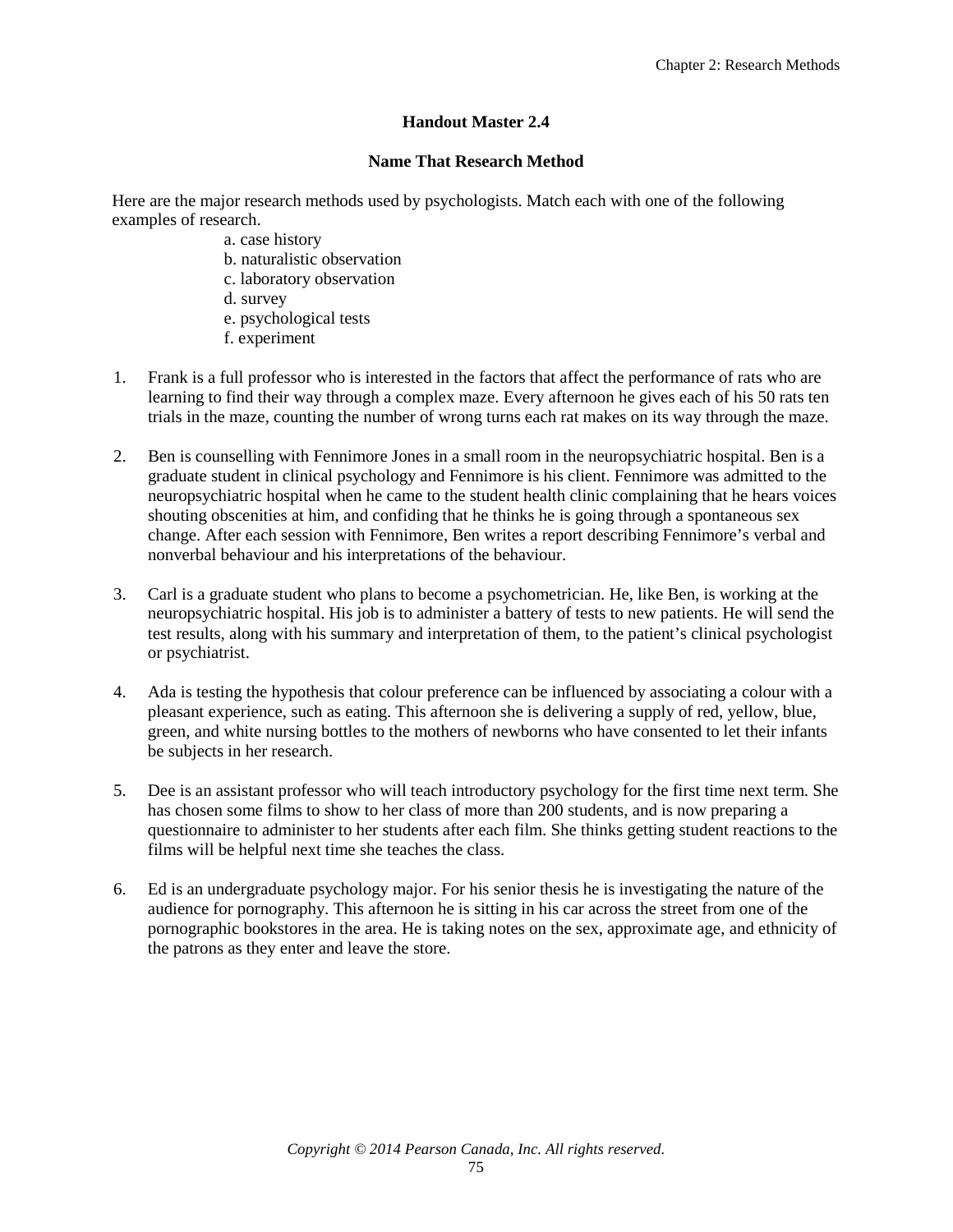## Handout Master 2.4

### Name That Research Method

Here are the major research methods used by psychologists. Match each with one of the following examples of research.

a. case history
b. naturalistic observation
c. laboratory observation
d. survey
e. psychological tests
f. experiment

1. Frank is a full professor who is interested in the factors that affect the performance of rats who are learning to find their way through a complex maze. Every afternoon he gives each of his 50 rats ten trials in the maze, counting the number of wrong turns each rat makes on its way through the maze.

2. Ben is counselling with Fennimore Jones in a small room in the neuropsychiatric hospital. Ben is a graduate student in clinical psychology and Fennimore is his client. Fennimore was admitted to the neuropsychiatric hospital when he came to the student health clinic complaining that he hears voices shouting obscenities at him, and confiding that he thinks he is going through a spontaneous sex change. After each session with Fennimore, Ben writes a report describing Fennimore's verbal and nonverbal behaviour and his interpretations of the behaviour.

3. Carl is a graduate student who plans to become a psychometrician. He, like Ben, is working at the neuropsychiatric hospital. His job is to administer a battery of tests to new patients. He will send the test results, along with his summary and interpretation of them, to the patient's clinical psychologist or psychiatrist.

4. Ada is testing the hypothesis that colour preference can be influenced by associating a colour with a pleasant experience, such as eating. This afternoon she is delivering a supply of red, yellow, blue, green, and white nursing bottles to the mothers of newborns who have consented to let their infants be subjects in her research.

5. Dee is an assistant professor who will teach introductory psychology for the first time next term. She has chosen some films to show to her class of more than 200 students, and is now preparing a questionnaire to administer to her students after each film. She thinks getting student reactions to the films will be helpful next time she teaches the class.

6. Ed is an undergraduate psychology major. For his senior thesis he is investigating the nature of the audience for pornography. This afternoon he is sitting in his car across the street from one of the pornographic bookstores in the area. He is taking notes on the sex, approximate age, and ethnicity of the patrons as they enter and leave the store.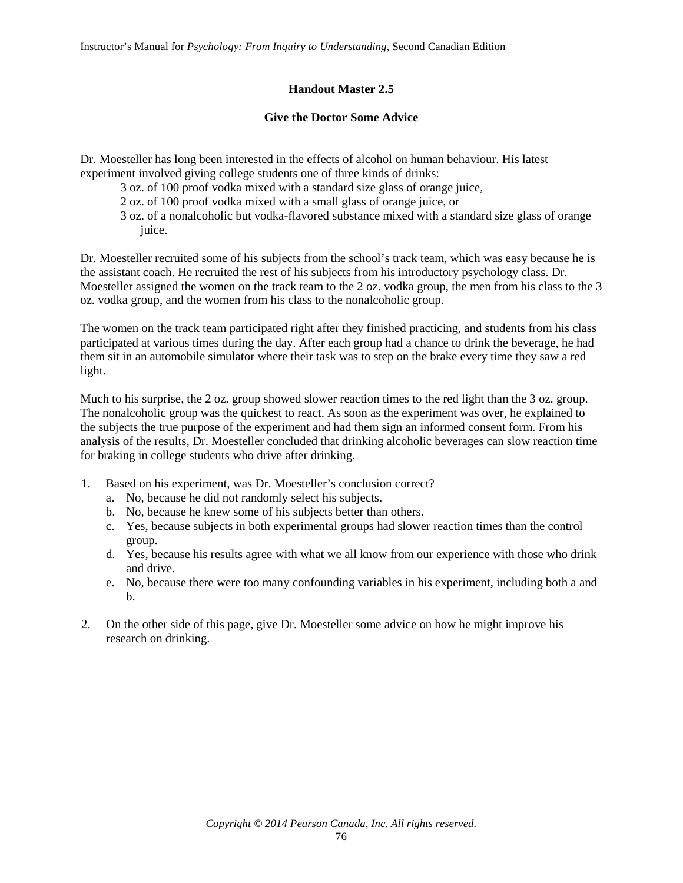## Handout Master 2.5

### Give the Doctor Some Advice

Dr. Moesteller has long been interested in the effects of alcohol on human behaviour. His latest experiment involved giving college students one of three kinds of drinks:

- 3 oz. of 100 proof vodka mixed with a standard size glass of orange juice,
- 2 oz. of 100 proof vodka mixed with a small glass of orange juice, or
- 3 oz. of a nonalcoholic but vodka-flavored substance mixed with a standard size glass of orange juice.

Dr. Moesteller recruited some of his subjects from the school's track team, which was easy because he is the assistant coach. He recruited the rest of his subjects from his introductory psychology class. Dr. Moesteller assigned the women on the track team to the 2 oz. vodka group, the men from his class to the 3 oz. vodka group, and the women from his class to the nonalcoholic group.

The women on the track team participated right after they finished practicing, and students from his class participated at various times during the day. After each group had a chance to drink the beverage, he had them sit in an automobile simulator where their task was to step on the brake every time they saw a red light.

Much to his surprise, the 2 oz. group showed slower reaction times to the red light than the 3 oz. group. The nonalcoholic group was the quickest to react. As soon as the experiment was over, he explained to the subjects the true purpose of the experiment and had them sign an informed consent form. From his analysis of the results, Dr. Moesteller concluded that drinking alcoholic beverages can slow reaction time for braking in college students who drive after drinking.

1. Based on his experiment, was Dr. Moesteller's conclusion correct?
   a. No, because he did not randomly select his subjects.
   b. No, because he knew some of his subjects better than others.
   c. Yes, because subjects in both experimental groups had slower reaction times than the control group.
   d. Yes, because his results agree with what we all know from our experience with those who drink and drive.
   e. No, because there were too many confounding variables in his experiment, including both a and b.

2. On the other side of this page, give Dr. Moesteller some advice on how he might improve his research on drinking.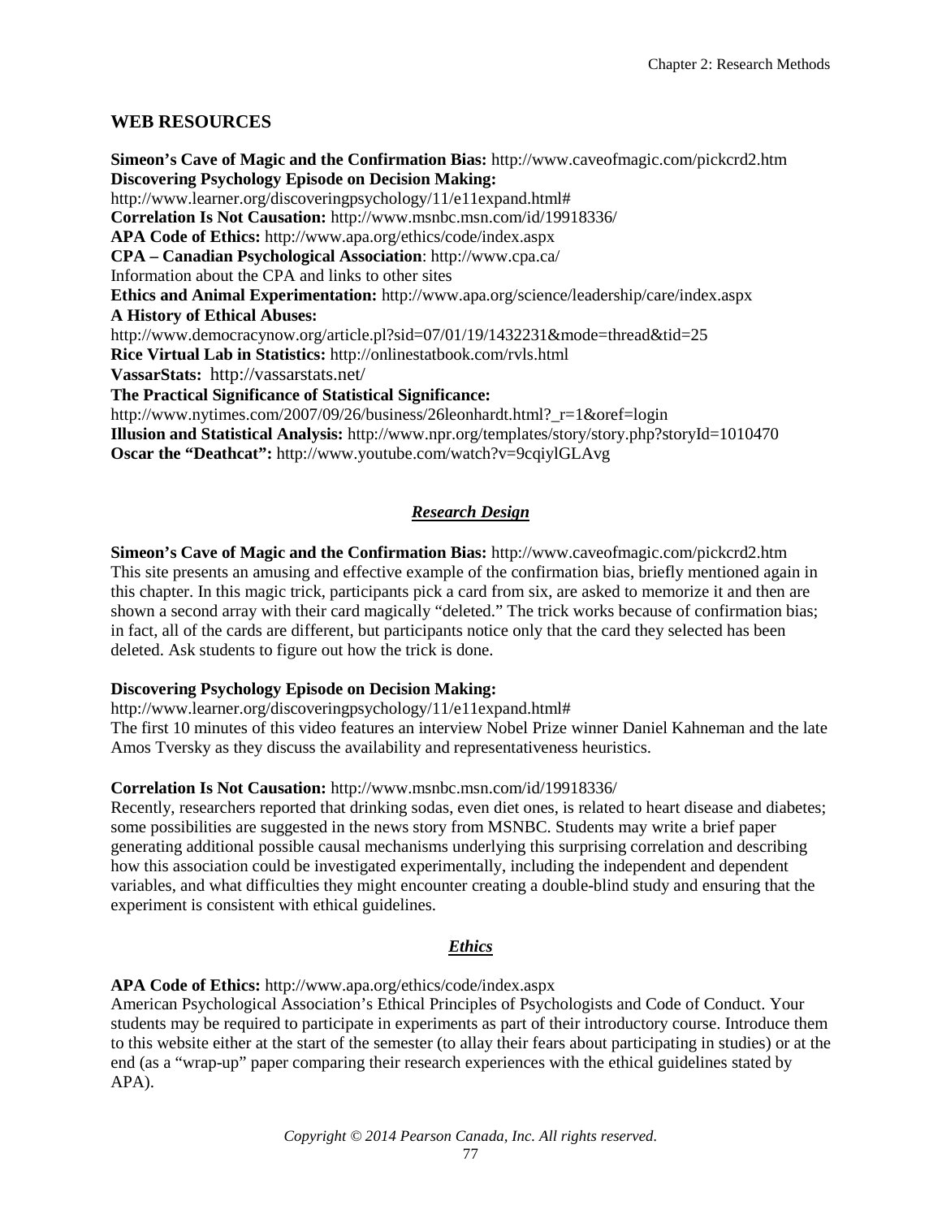## WEB RESOURCES

**Simeon's Cave of Magic and the Confirmation Bias:** http://www.caveofmagic.com/pickcrd2.htm
**Discovering Psychology Episode on Decision Making:**
http://www.learner.org/discoveringpsychology/11/e11expand.html#
**Correlation Is Not Causation:** http://www.msnbc.msn.com/id/19918336/
**APA Code of Ethics:** http://www.apa.org/ethics/code/index.aspx
**CPA – Canadian Psychological Association**: http://www.cpa.ca/
Information about the CPA and links to other sites
**Ethics and Animal Experimentation:** http://www.apa.org/science/leadership/care/index.aspx
**A History of Ethical Abuses:**
http://www.democracynow.org/article.pl?sid=07/01/19/1432231&mode=thread&tid=25
**Rice Virtual Lab in Statistics:** http://onlinestatbook.com/rvls.html
**VassarStats:** http://vassarstats.net/
**The Practical Significance of Statistical Significance:**
http://www.nytimes.com/2007/09/26/business/26leonhardt.html?_r=1&oref=login
**Illusion and Statistical Analysis:** http://www.npr.org/templates/story/story.php?storyId=1010470
**Oscar the "Deathcat":** http://www.youtube.com/watch?v=9cqiylGLAvg

### *Research Design*

**Simeon's Cave of Magic and the Confirmation Bias:** http://www.caveofmagic.com/pickcrd2.htm
This site presents an amusing and effective example of the confirmation bias, briefly mentioned again in this chapter. In this magic trick, participants pick a card from six, are asked to memorize it and then are shown a second array with their card magically "deleted." The trick works because of confirmation bias; in fact, all of the cards are different, but participants notice only that the card they selected has been deleted. Ask students to figure out how the trick is done.

**Discovering Psychology Episode on Decision Making:**
http://www.learner.org/discoveringpsychology/11/e11expand.html#
The first 10 minutes of this video features an interview Nobel Prize winner Daniel Kahneman and the late Amos Tversky as they discuss the availability and representativeness heuristics.

**Correlation Is Not Causation:** http://www.msnbc.msn.com/id/19918336/
Recently, researchers reported that drinking sodas, even diet ones, is related to heart disease and diabetes; some possibilities are suggested in the news story from MSNBC. Students may write a brief paper generating additional possible causal mechanisms underlying this surprising correlation and describing how this association could be investigated experimentally, including the independent and dependent variables, and what difficulties they might encounter creating a double-blind study and ensuring that the experiment is consistent with ethical guidelines.

### *Ethics*

**APA Code of Ethics:** http://www.apa.org/ethics/code/index.aspx
American Psychological Association's Ethical Principles of Psychologists and Code of Conduct. Your students may be required to participate in experiments as part of their introductory course. Introduce them to this website either at the start of the semester (to allay their fears about participating in studies) or at the end (as a "wrap-up" paper comparing their research experiences with the ethical guidelines stated by APA).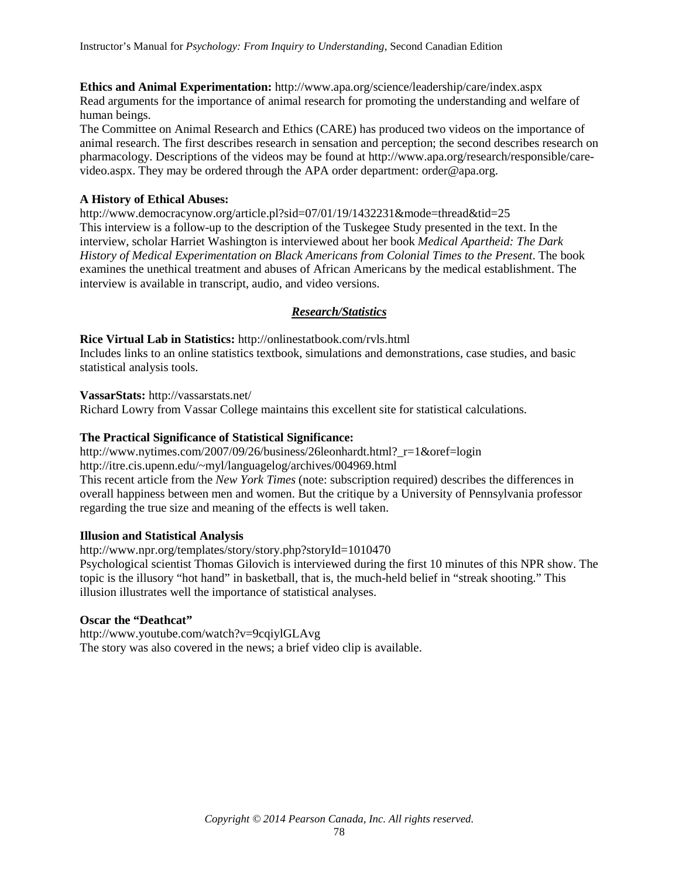**Ethics and Animal Experimentation:** http://www.apa.org/science/leadership/care/index.aspx
Read arguments for the importance of animal research for promoting the understanding and welfare of human beings.
The Committee on Animal Research and Ethics (CARE) has produced two videos on the importance of animal research. The first describes research in sensation and perception; the second describes research on pharmacology. Descriptions of the videos may be found at http://www.apa.org/research/responsible/care-video.aspx. They may be ordered through the APA order department: order@apa.org.

**A History of Ethical Abuses:**
http://www.democracynow.org/article.pl?sid=07/01/19/1432231&mode=thread&tid=25
This interview is a follow-up to the description of the Tuskegee Study presented in the text. In the interview, scholar Harriet Washington is interviewed about her book *Medical Apartheid: The Dark History of Medical Experimentation on Black Americans from Colonial Times to the Present*. The book examines the unethical treatment and abuses of African Americans by the medical establishment. The interview is available in transcript, audio, and video versions.

## ***Research/Statistics***

**Rice Virtual Lab in Statistics:** http://onlinestatbook.com/rvls.html
Includes links to an online statistics textbook, simulations and demonstrations, case studies, and basic statistical analysis tools.

**VassarStats:** http://vassarstats.net/
Richard Lowry from Vassar College maintains this excellent site for statistical calculations.

**The Practical Significance of Statistical Significance:**
http://www.nytimes.com/2007/09/26/business/26leonhardt.html?_r=1&oref=login
http://itre.cis.upenn.edu/~myl/languagelog/archives/004969.html
This recent article from the *New York Times* (note: subscription required) describes the differences in overall happiness between men and women. But the critique by a University of Pennsylvania professor regarding the true size and meaning of the effects is well taken.

**Illusion and Statistical Analysis**
http://www.npr.org/templates/story/story.php?storyId=1010470
Psychological scientist Thomas Gilovich is interviewed during the first 10 minutes of this NPR show. The topic is the illusory "hot hand" in basketball, that is, the much-held belief in "streak shooting." This illusion illustrates well the importance of statistical analyses.

**Oscar the "Deathcat"**
http://www.youtube.com/watch?v=9cqiylGLAvg
The story was also covered in the news; a brief video clip is available.